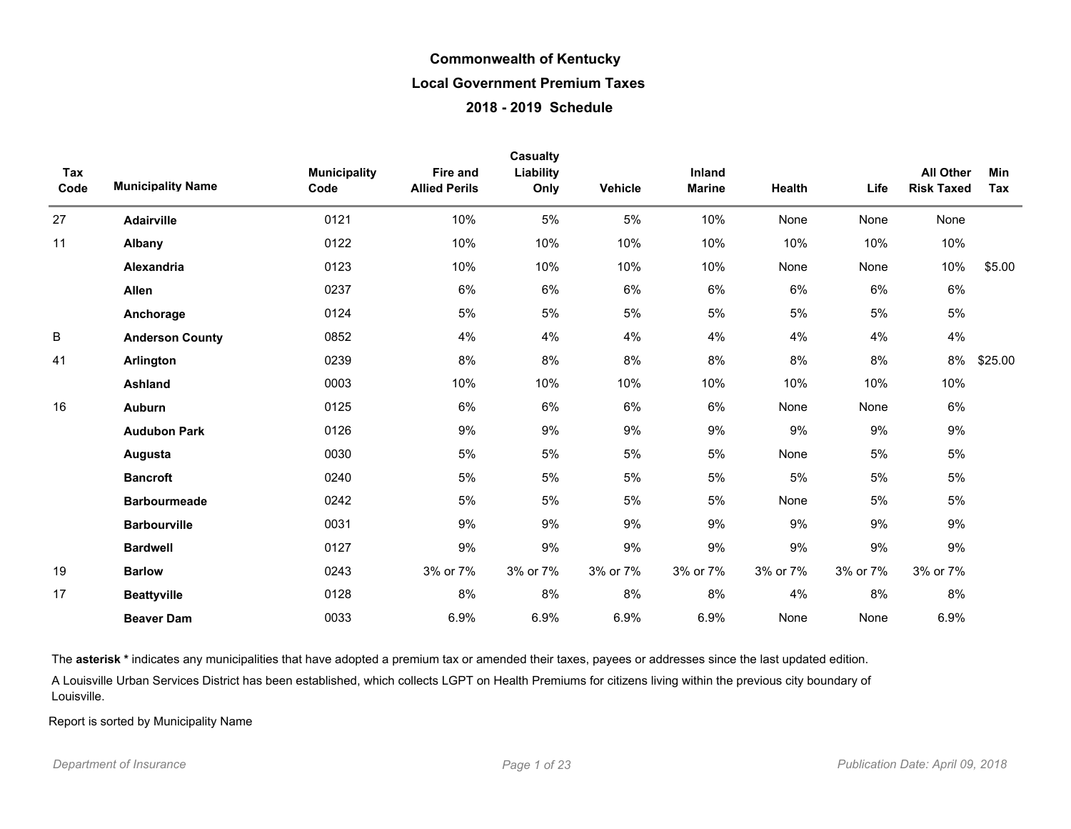# Commonwealth of Kentucky

## Local Government Premium Taxes

### 2018 - 2019 Schedule

| Tax Code | Municipality Name | Municipality Code | Fire and Allied Perils | Casualty Liability Only | Vehicle | Inland Marine | Health | Life | All Other Risk Taxed | Min Tax |
|---|---|---|---|---|---|---|---|---|---|---|
| 27 | **Adairville** | 0121 | 10% | 5% | 5% | 10% | None | None | None | |
| 11 | **Albany** | 0122 | 10% | 10% | 10% | 10% | 10% | 10% | 10% | |
| | **Alexandria** | 0123 | 10% | 10% | 10% | 10% | None | None | 10% | $5.00 |
| | **Allen** | 0237 | 6% | 6% | 6% | 6% | 6% | 6% | 6% | |
| | **Anchorage** | 0124 | 5% | 5% | 5% | 5% | 5% | 5% | 5% | |
| B | **Anderson County** | 0852 | 4% | 4% | 4% | 4% | 4% | 4% | 4% | |
| 41 | **Arlington** | 0239 | 8% | 8% | 8% | 8% | 8% | 8% | 8% | $25.00 |
| | **Ashland** | 0003 | 10% | 10% | 10% | 10% | 10% | 10% | 10% | |
| 16 | **Auburn** | 0125 | 6% | 6% | 6% | 6% | None | None | 6% | |
| | **Audubon Park** | 0126 | 9% | 9% | 9% | 9% | 9% | 9% | 9% | |
| | **Augusta** | 0030 | 5% | 5% | 5% | 5% | None | 5% | 5% | |
| | **Bancroft** | 0240 | 5% | 5% | 5% | 5% | 5% | 5% | 5% | |
| | **Barbourmeade** | 0242 | 5% | 5% | 5% | 5% | None | 5% | 5% | |
| | **Barbourville** | 0031 | 9% | 9% | 9% | 9% | 9% | 9% | 9% | |
| | **Bardwell** | 0127 | 9% | 9% | 9% | 9% | 9% | 9% | 9% | |
| 19 | **Barlow** | 0243 | 3% or 7% | 3% or 7% | 3% or 7% | 3% or 7% | 3% or 7% | 3% or 7% | 3% or 7% | |
| 17 | **Beattyville** | 0128 | 8% | 8% | 8% | 8% | 4% | 8% | 8% | |
| | **Beaver Dam** | 0033 | 6.9% | 6.9% | 6.9% | 6.9% | None | None | 6.9% | |

The **asterisk *** indicates any municipalities that have adopted a premium tax or amended their taxes, payees or addresses since the last updated edition.

A Louisville Urban Services District has been established, which collects LGPT on Health Premiums for citizens living within the previous city boundary of Louisville.

Report is sorted by Municipality Name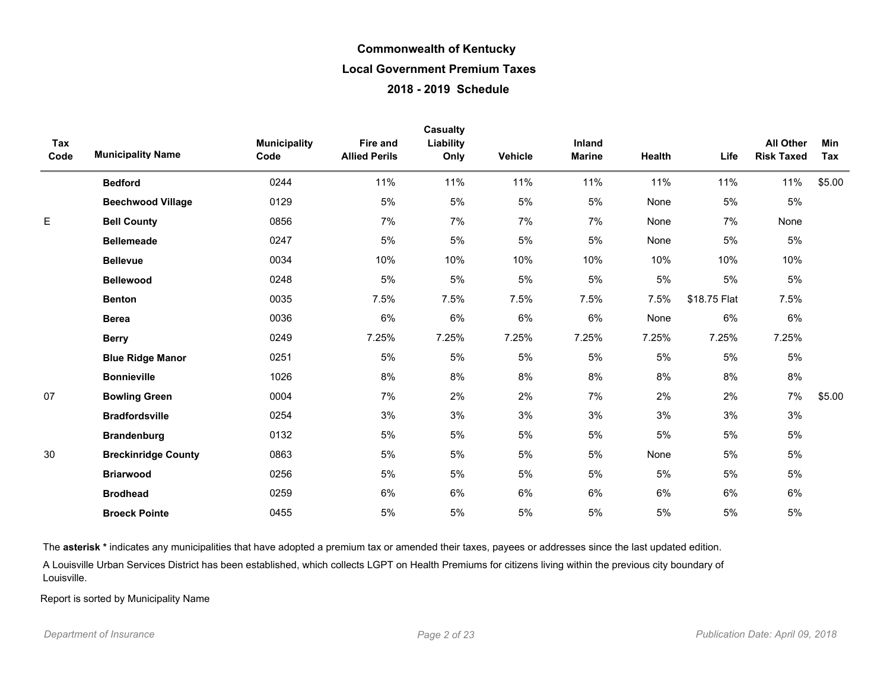# Commonwealth of Kentucky
## Local Government Premium Taxes
### 2018 - 2019 Schedule

| Tax Code | Municipality Name | Municipality Code | Fire and Allied Perils | Casualty Liability Only | Vehicle | Inland Marine | Health | Life | All Other Risk Taxed | Min Tax |
|---|---|---|---|---|---|---|---|---|---|---|
| | **Bedford** | 0244 | 11% | 11% | 11% | 11% | 11% | 11% | 11% | $5.00 |
| | **Beechwood Village** | 0129 | 5% | 5% | 5% | 5% | None | 5% | 5% | |
| E | **Bell County** | 0856 | 7% | 7% | 7% | 7% | None | 7% | None | |
| | **Bellemeade** | 0247 | 5% | 5% | 5% | 5% | None | 5% | 5% | |
| | **Bellevue** | 0034 | 10% | 10% | 10% | 10% | 10% | 10% | 10% | |
| | **Bellewood** | 0248 | 5% | 5% | 5% | 5% | 5% | 5% | 5% | |
| | **Benton** | 0035 | 7.5% | 7.5% | 7.5% | 7.5% | 7.5% | $18.75 Flat | 7.5% | |
| | **Berea** | 0036 | 6% | 6% | 6% | 6% | None | 6% | 6% | |
| | **Berry** | 0249 | 7.25% | 7.25% | 7.25% | 7.25% | 7.25% | 7.25% | 7.25% | |
| | **Blue Ridge Manor** | 0251 | 5% | 5% | 5% | 5% | 5% | 5% | 5% | |
| | **Bonnieville** | 1026 | 8% | 8% | 8% | 8% | 8% | 8% | 8% | |
| 07 | **Bowling Green** | 0004 | 7% | 2% | 2% | 7% | 2% | 2% | 7% | $5.00 |
| | **Bradfordsville** | 0254 | 3% | 3% | 3% | 3% | 3% | 3% | 3% | |
| | **Brandenburg** | 0132 | 5% | 5% | 5% | 5% | 5% | 5% | 5% | |
| 30 | **Breckinridge County** | 0863 | 5% | 5% | 5% | 5% | None | 5% | 5% | |
| | **Briarwood** | 0256 | 5% | 5% | 5% | 5% | 5% | 5% | 5% | |
| | **Brodhead** | 0259 | 6% | 6% | 6% | 6% | 6% | 6% | 6% | |
| | **Broeck Pointe** | 0455 | 5% | 5% | 5% | 5% | 5% | 5% | 5% | |

The **asterisk *** indicates any municipalities that have adopted a premium tax or amended their taxes, payees or addresses since the last updated edition.

A Louisville Urban Services District has been established, which collects LGPT on Health Premiums for citizens living within the previous city boundary of Louisville.

Report is sorted by Municipality Name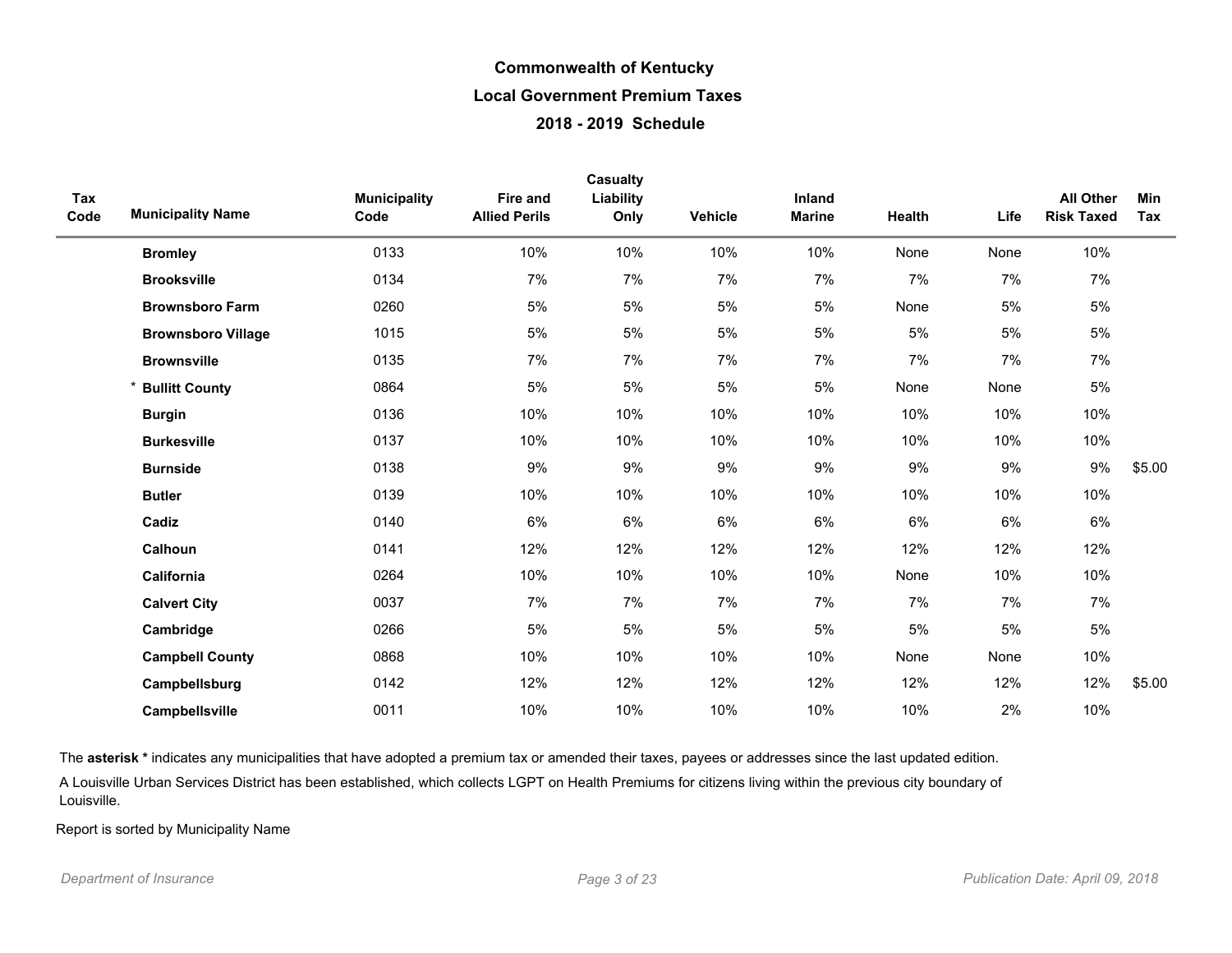## Commonwealth of Kentucky

## Local Government Premium Taxes

## 2018 - 2019 Schedule

| Tax Code | Municipality Name | Municipality Code | Fire and Allied Perils | Casualty Liability Only | Vehicle | Inland Marine | Health | Life | All Other Risk Taxed | Min Tax |
|---|---|---|---|---|---|---|---|---|---|---|
| | **Bromley** | 0133 | 10% | 10% | 10% | 10% | None | None | 10% | |
| | **Brooksville** | 0134 | 7% | 7% | 7% | 7% | 7% | 7% | 7% | |
| | **Brownsboro Farm** | 0260 | 5% | 5% | 5% | 5% | None | 5% | 5% | |
| | **Brownsboro Village** | 1015 | 5% | 5% | 5% | 5% | 5% | 5% | 5% | |
| | **Brownsville** | 0135 | 7% | 7% | 7% | 7% | 7% | 7% | 7% | |
| * | **Bullitt County** | 0864 | 5% | 5% | 5% | 5% | None | None | 5% | |
| | **Burgin** | 0136 | 10% | 10% | 10% | 10% | 10% | 10% | 10% | |
| | **Burkesville** | 0137 | 10% | 10% | 10% | 10% | 10% | 10% | 10% | |
| | **Burnside** | 0138 | 9% | 9% | 9% | 9% | 9% | 9% | 9% | $5.00 |
| | **Butler** | 0139 | 10% | 10% | 10% | 10% | 10% | 10% | 10% | |
| | **Cadiz** | 0140 | 6% | 6% | 6% | 6% | 6% | 6% | 6% | |
| | **Calhoun** | 0141 | 12% | 12% | 12% | 12% | 12% | 12% | 12% | |
| | **California** | 0264 | 10% | 10% | 10% | 10% | None | 10% | 10% | |
| | **Calvert City** | 0037 | 7% | 7% | 7% | 7% | 7% | 7% | 7% | |
| | **Cambridge** | 0266 | 5% | 5% | 5% | 5% | 5% | 5% | 5% | |
| | **Campbell County** | 0868 | 10% | 10% | 10% | 10% | None | None | 10% | |
| | **Campbellsburg** | 0142 | 12% | 12% | 12% | 12% | 12% | 12% | 12% | $5.00 |
| | **Campbellsville** | 0011 | 10% | 10% | 10% | 10% | 10% | 2% | 10% | |

The **asterisk *** indicates any municipalities that have adopted a premium tax or amended their taxes, payees or addresses since the last updated edition.

A Louisville Urban Services District has been established, which collects LGPT on Health Premiums for citizens living within the previous city boundary of Louisville.

Report is sorted by Municipality Name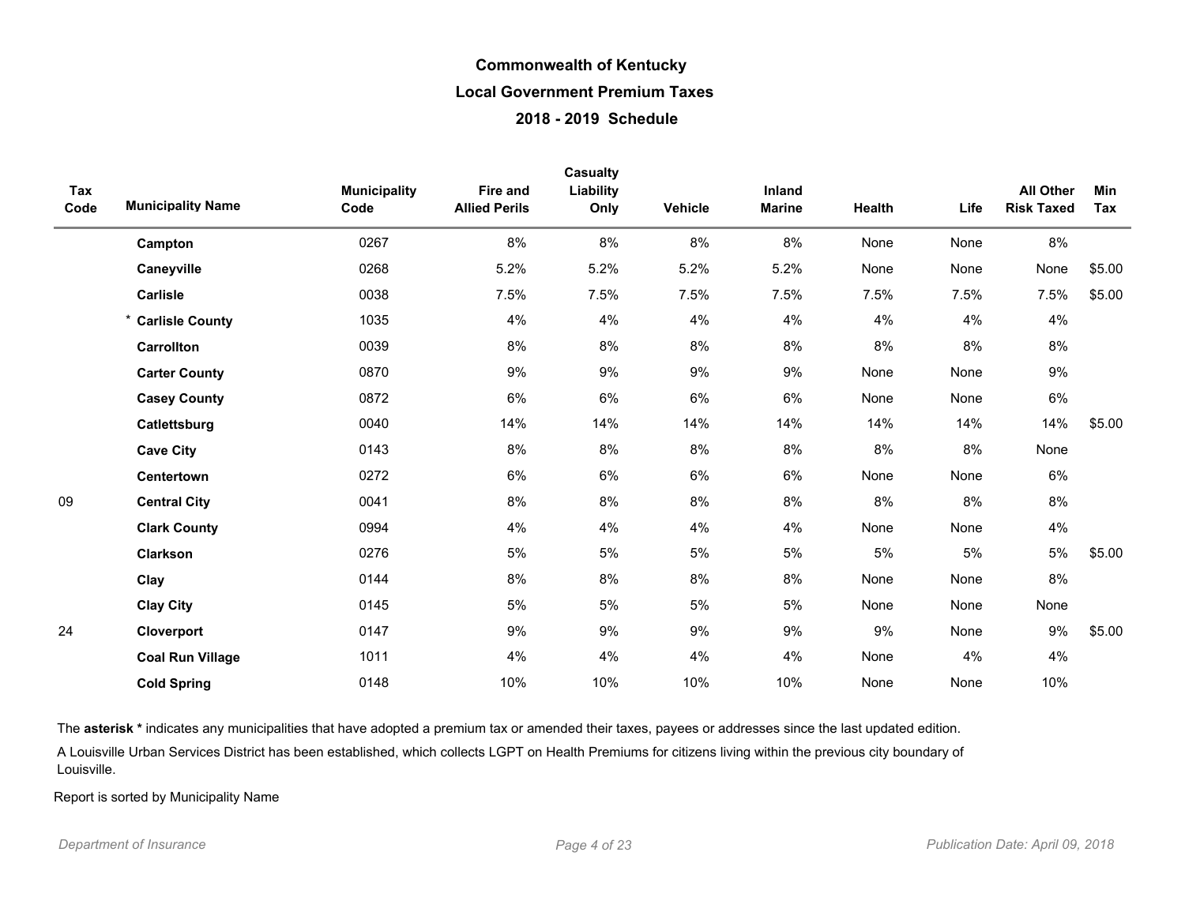# Commonwealth of Kentucky

## Local Government Premium Taxes

### 2018 - 2019 Schedule

| Tax Code | Municipality Name | Municipality Code | Fire and Allied Perils | Casualty Liability Only | Vehicle | Inland Marine | Health | Life | All Other Risk Taxed | Min Tax |
|---|---|---|---|---|---|---|---|---|---|---|
| | **Campton** | 0267 | 8% | 8% | 8% | 8% | None | None | 8% | |
| | **Caneyville** | 0268 | 5.2% | 5.2% | 5.2% | 5.2% | None | None | None | $5.00 |
| | **Carlisle** | 0038 | 7.5% | 7.5% | 7.5% | 7.5% | 7.5% | 7.5% | 7.5% | $5.00 |
| | * **Carlisle County** | 1035 | 4% | 4% | 4% | 4% | 4% | 4% | 4% | |
| | **Carrollton** | 0039 | 8% | 8% | 8% | 8% | 8% | 8% | 8% | |
| | **Carter County** | 0870 | 9% | 9% | 9% | 9% | None | None | 9% | |
| | **Casey County** | 0872 | 6% | 6% | 6% | 6% | None | None | 6% | |
| | **Catlettsburg** | 0040 | 14% | 14% | 14% | 14% | 14% | 14% | 14% | $5.00 |
| | **Cave City** | 0143 | 8% | 8% | 8% | 8% | 8% | 8% | None | |
| | **Centertown** | 0272 | 6% | 6% | 6% | 6% | None | None | 6% | |
| 09 | **Central City** | 0041 | 8% | 8% | 8% | 8% | 8% | 8% | 8% | |
| | **Clark County** | 0994 | 4% | 4% | 4% | 4% | None | None | 4% | |
| | **Clarkson** | 0276 | 5% | 5% | 5% | 5% | 5% | 5% | 5% | $5.00 |
| | **Clay** | 0144 | 8% | 8% | 8% | 8% | None | None | 8% | |
| | **Clay City** | 0145 | 5% | 5% | 5% | 5% | None | None | None | |
| 24 | **Cloverport** | 0147 | 9% | 9% | 9% | 9% | 9% | None | 9% | $5.00 |
| | **Coal Run Village** | 1011 | 4% | 4% | 4% | 4% | None | 4% | 4% | |
| | **Cold Spring** | 0148 | 10% | 10% | 10% | 10% | None | None | 10% | |

The **asterisk *** indicates any municipalities that have adopted a premium tax or amended their taxes, payees or addresses since the last updated edition.

A Louisville Urban Services District has been established, which collects LGPT on Health Premiums for citizens living within the previous city boundary of Louisville.

Report is sorted by Municipality Name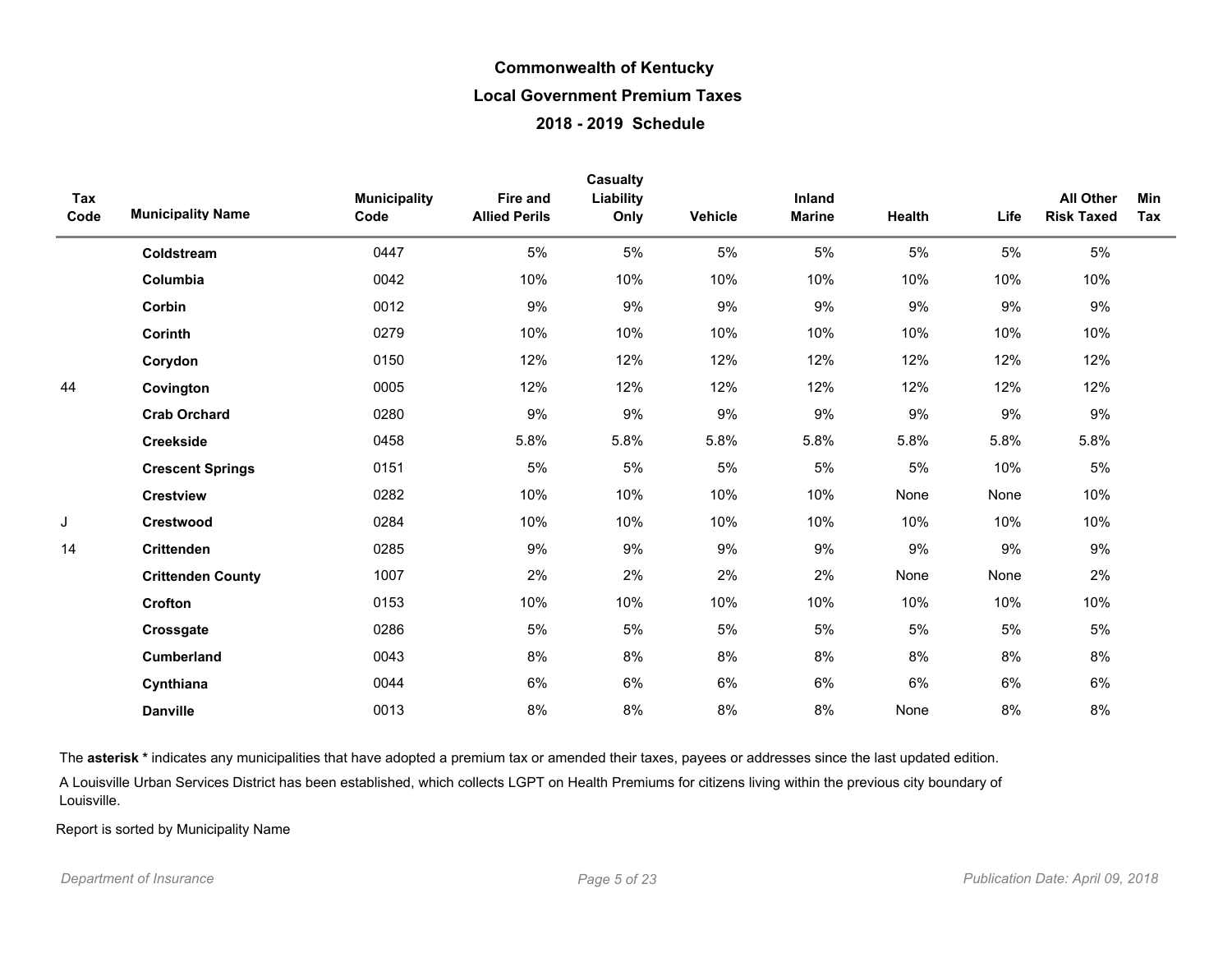# Commonwealth of Kentucky

## Local Government Premium Taxes

### 2018 - 2019 Schedule

| Tax Code | Municipality Name | Municipality Code | Fire and Allied Perils | Casualty Liability Only | Vehicle | Inland Marine | Health | Life | All Other Risk Taxed | Min Tax |
|---|---|---|---|---|---|---|---|---|---|---|
| | **Coldstream** | 0447 | 5% | 5% | 5% | 5% | 5% | 5% | 5% | |
| | **Columbia** | 0042 | 10% | 10% | 10% | 10% | 10% | 10% | 10% | |
| | **Corbin** | 0012 | 9% | 9% | 9% | 9% | 9% | 9% | 9% | |
| | **Corinth** | 0279 | 10% | 10% | 10% | 10% | 10% | 10% | 10% | |
| | **Corydon** | 0150 | 12% | 12% | 12% | 12% | 12% | 12% | 12% | |
| 44 | **Covington** | 0005 | 12% | 12% | 12% | 12% | 12% | 12% | 12% | |
| | **Crab Orchard** | 0280 | 9% | 9% | 9% | 9% | 9% | 9% | 9% | |
| | **Creekside** | 0458 | 5.8% | 5.8% | 5.8% | 5.8% | 5.8% | 5.8% | 5.8% | |
| | **Crescent Springs** | 0151 | 5% | 5% | 5% | 5% | 5% | 10% | 5% | |
| | **Crestview** | 0282 | 10% | 10% | 10% | 10% | None | None | 10% | |
| J | **Crestwood** | 0284 | 10% | 10% | 10% | 10% | 10% | 10% | 10% | |
| 14 | **Crittenden** | 0285 | 9% | 9% | 9% | 9% | 9% | 9% | 9% | |
| | **Crittenden County** | 1007 | 2% | 2% | 2% | 2% | None | None | 2% | |
| | **Crofton** | 0153 | 10% | 10% | 10% | 10% | 10% | 10% | 10% | |
| | **Crossgate** | 0286 | 5% | 5% | 5% | 5% | 5% | 5% | 5% | |
| | **Cumberland** | 0043 | 8% | 8% | 8% | 8% | 8% | 8% | 8% | |
| | **Cynthiana** | 0044 | 6% | 6% | 6% | 6% | 6% | 6% | 6% | |
| | **Danville** | 0013 | 8% | 8% | 8% | 8% | None | 8% | 8% | |

The **asterisk *** indicates any municipalities that have adopted a premium tax or amended their taxes, payees or addresses since the last updated edition.

A Louisville Urban Services District has been established, which collects LGPT on Health Premiums for citizens living within the previous city boundary of Louisville.

Report is sorted by Municipality Name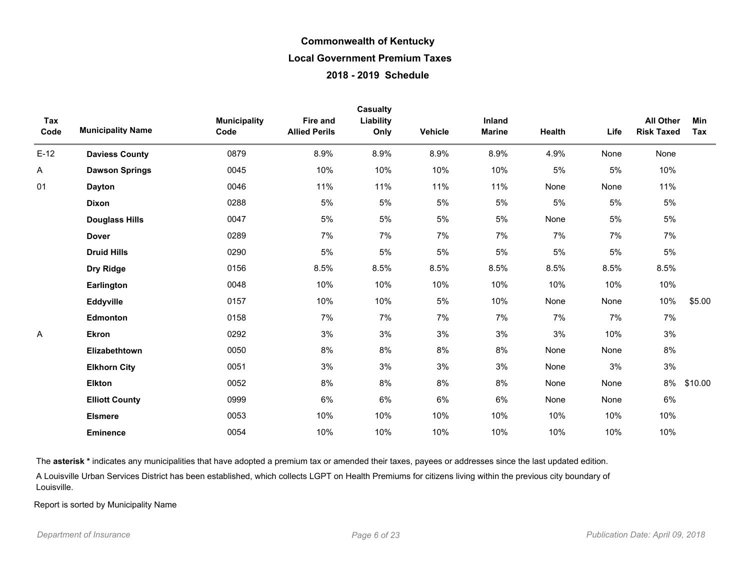# Commonwealth of Kentucky

## Local Government Premium Taxes

### 2018 - 2019 Schedule

| Tax Code | Municipality Name | Municipality Code | Fire and Allied Perils | Casualty Liability Only | Vehicle | Inland Marine | Health | Life | All Other Risk Taxed | Min Tax |
|---|---|---|---|---|---|---|---|---|---|---|
| E-12 | **Daviess County** | 0879 | 8.9% | 8.9% | 8.9% | 8.9% | 4.9% | None | None | |
| A | **Dawson Springs** | 0045 | 10% | 10% | 10% | 10% | 5% | 5% | 10% | |
| 01 | **Dayton** | 0046 | 11% | 11% | 11% | 11% | None | None | 11% | |
| | **Dixon** | 0288 | 5% | 5% | 5% | 5% | 5% | 5% | 5% | |
| | **Douglass Hills** | 0047 | 5% | 5% | 5% | 5% | None | 5% | 5% | |
| | **Dover** | 0289 | 7% | 7% | 7% | 7% | 7% | 7% | 7% | |
| | **Druid Hills** | 0290 | 5% | 5% | 5% | 5% | 5% | 5% | 5% | |
| | **Dry Ridge** | 0156 | 8.5% | 8.5% | 8.5% | 8.5% | 8.5% | 8.5% | 8.5% | |
| | **Earlington** | 0048 | 10% | 10% | 10% | 10% | 10% | 10% | 10% | |
| | **Eddyville** | 0157 | 10% | 10% | 5% | 10% | None | None | 10% | $5.00 |
| | **Edmonton** | 0158 | 7% | 7% | 7% | 7% | 7% | 7% | 7% | |
| A | **Ekron** | 0292 | 3% | 3% | 3% | 3% | 3% | 10% | 3% | |
| | **Elizabethtown** | 0050 | 8% | 8% | 8% | 8% | None | None | 8% | |
| | **Elkhorn City** | 0051 | 3% | 3% | 3% | 3% | None | 3% | 3% | |
| | **Elkton** | 0052 | 8% | 8% | 8% | 8% | None | None | 8% | $10.00 |
| | **Elliott County** | 0999 | 6% | 6% | 6% | 6% | None | None | 6% | |
| | **Elsmere** | 0053 | 10% | 10% | 10% | 10% | 10% | 10% | 10% | |
| | **Eminence** | 0054 | 10% | 10% | 10% | 10% | 10% | 10% | 10% | |

The **asterisk *** indicates any municipalities that have adopted a premium tax or amended their taxes, payees or addresses since the last updated edition.

A Louisville Urban Services District has been established, which collects LGPT on Health Premiums for citizens living within the previous city boundary of Louisville.

Report is sorted by Municipality Name

*Department of Insurance* *Publication Date: April 09, 2018*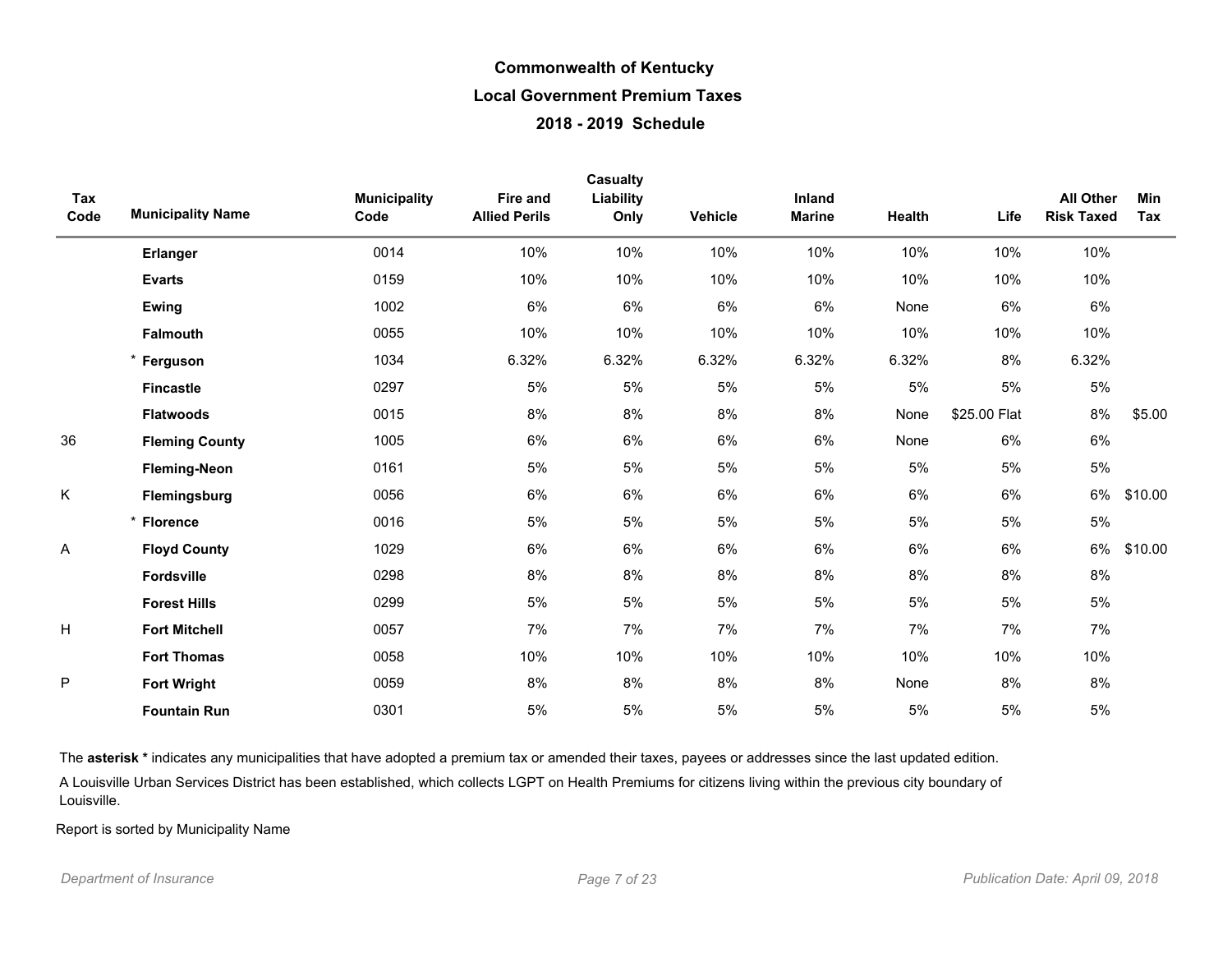# Commonwealth of Kentucky

## Local Government Premium Taxes

### 2018 - 2019 Schedule

| Tax Code | Municipality Name | Municipality Code | Fire and Allied Perils | Casualty Liability Only | Vehicle | Inland Marine | Health | Life | All Other Risk Taxed | Min Tax |
|---|---|---|---|---|---|---|---|---|---|---|
| | **Erlanger** | 0014 | 10% | 10% | 10% | 10% | 10% | 10% | 10% | |
| | **Evarts** | 0159 | 10% | 10% | 10% | 10% | 10% | 10% | 10% | |
| | **Ewing** | 1002 | 6% | 6% | 6% | 6% | None | 6% | 6% | |
| | **Falmouth** | 0055 | 10% | 10% | 10% | 10% | 10% | 10% | 10% | |
| | * **Ferguson** | 1034 | 6.32% | 6.32% | 6.32% | 6.32% | 6.32% | 8% | 6.32% | |
| | **Fincastle** | 0297 | 5% | 5% | 5% | 5% | 5% | 5% | 5% | |
| | **Flatwoods** | 0015 | 8% | 8% | 8% | 8% | None | $25.00 Flat | 8% | $5.00 |
| 36 | **Fleming County** | 1005 | 6% | 6% | 6% | 6% | None | 6% | 6% | |
| | **Fleming-Neon** | 0161 | 5% | 5% | 5% | 5% | 5% | 5% | 5% | |
| K | **Flemingsburg** | 0056 | 6% | 6% | 6% | 6% | 6% | 6% | 6% | $10.00 |
| | * **Florence** | 0016 | 5% | 5% | 5% | 5% | 5% | 5% | 5% | |
| A | **Floyd County** | 1029 | 6% | 6% | 6% | 6% | 6% | 6% | 6% | $10.00 |
| | **Fordsville** | 0298 | 8% | 8% | 8% | 8% | 8% | 8% | 8% | |
| | **Forest Hills** | 0299 | 5% | 5% | 5% | 5% | 5% | 5% | 5% | |
| H | **Fort Mitchell** | 0057 | 7% | 7% | 7% | 7% | 7% | 7% | 7% | |
| | **Fort Thomas** | 0058 | 10% | 10% | 10% | 10% | 10% | 10% | 10% | |
| P | **Fort Wright** | 0059 | 8% | 8% | 8% | 8% | None | 8% | 8% | |
| | **Fountain Run** | 0301 | 5% | 5% | 5% | 5% | 5% | 5% | 5% | |

The **asterisk *** indicates any municipalities that have adopted a premium tax or amended their taxes, payees or addresses since the last updated edition.

A Louisville Urban Services District has been established, which collects LGPT on Health Premiums for citizens living within the previous city boundary of Louisville.

Report is sorted by Municipality Name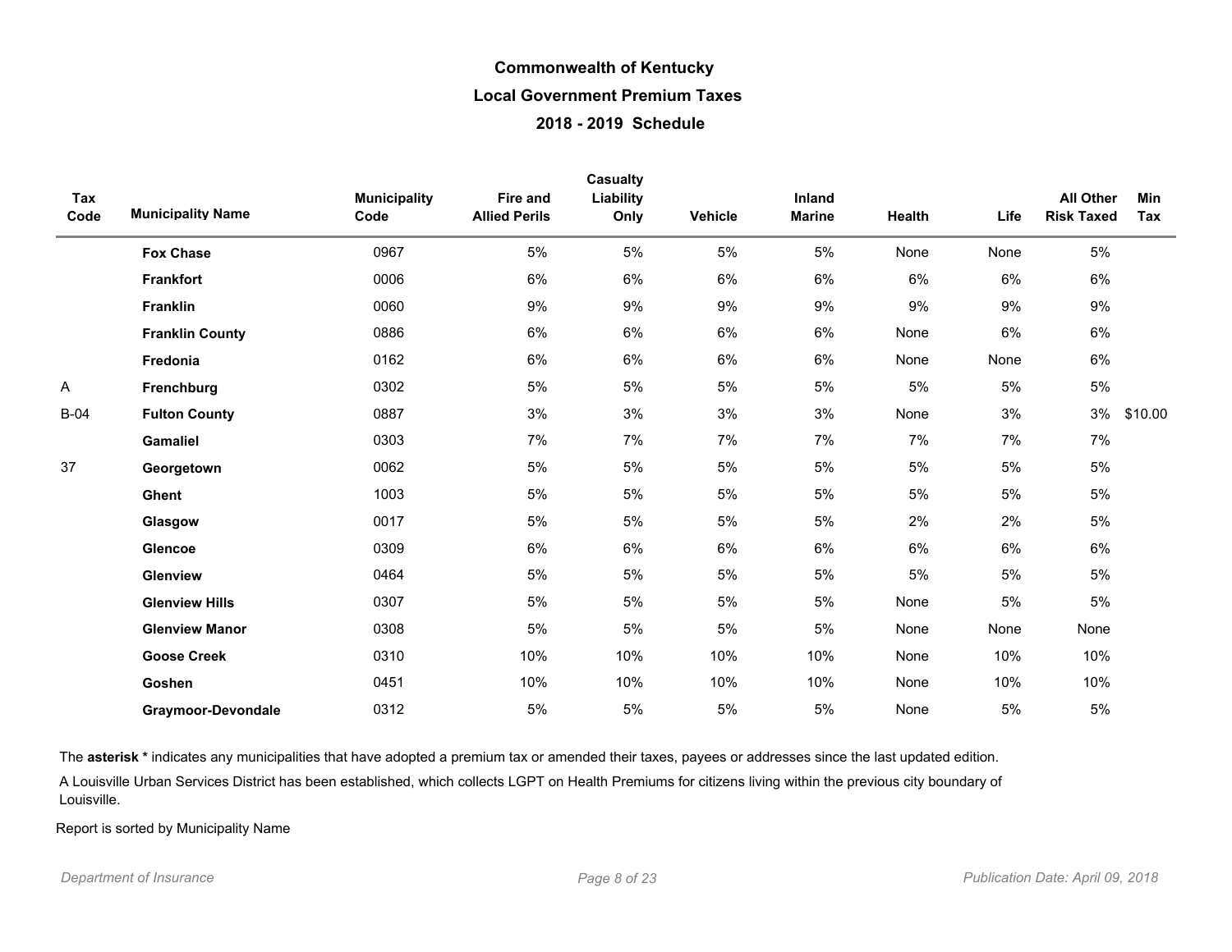# Commonwealth of Kentucky

## Local Government Premium Taxes

### 2018 - 2019 Schedule

| Tax Code | Municipality Name | Municipality Code | Fire and Allied Perils | Casualty Liability Only | Vehicle | Inland Marine | Health | Life | All Other Risk Taxed | Min Tax |
|---|---|---|---|---|---|---|---|---|---|---|
| | **Fox Chase** | 0967 | 5% | 5% | 5% | 5% | None | None | 5% | |
| | **Frankfort** | 0006 | 6% | 6% | 6% | 6% | 6% | 6% | 6% | |
| | **Franklin** | 0060 | 9% | 9% | 9% | 9% | 9% | 9% | 9% | |
| | **Franklin County** | 0886 | 6% | 6% | 6% | 6% | None | 6% | 6% | |
| | **Fredonia** | 0162 | 6% | 6% | 6% | 6% | None | None | 6% | |
| A | **Frenchburg** | 0302 | 5% | 5% | 5% | 5% | 5% | 5% | 5% | |
| B-04 | **Fulton County** | 0887 | 3% | 3% | 3% | 3% | None | 3% | 3% | $10.00 |
| | **Gamaliel** | 0303 | 7% | 7% | 7% | 7% | 7% | 7% | 7% | |
| 37 | **Georgetown** | 0062 | 5% | 5% | 5% | 5% | 5% | 5% | 5% | |
| | **Ghent** | 1003 | 5% | 5% | 5% | 5% | 5% | 5% | 5% | |
| | **Glasgow** | 0017 | 5% | 5% | 5% | 5% | 2% | 2% | 5% | |
| | **Glencoe** | 0309 | 6% | 6% | 6% | 6% | 6% | 6% | 6% | |
| | **Glenview** | 0464 | 5% | 5% | 5% | 5% | 5% | 5% | 5% | |
| | **Glenview Hills** | 0307 | 5% | 5% | 5% | 5% | None | 5% | 5% | |
| | **Glenview Manor** | 0308 | 5% | 5% | 5% | 5% | None | None | None | |
| | **Goose Creek** | 0310 | 10% | 10% | 10% | 10% | None | 10% | 10% | |
| | **Goshen** | 0451 | 10% | 10% | 10% | 10% | None | 10% | 10% | |
| | **Graymoor-Devondale** | 0312 | 5% | 5% | 5% | 5% | None | 5% | 5% | |

The **asterisk *** indicates any municipalities that have adopted a premium tax or amended their taxes, payees or addresses since the last updated edition.

A Louisville Urban Services District has been established, which collects LGPT on Health Premiums for citizens living within the previous city boundary of Louisville.

Report is sorted by Municipality Name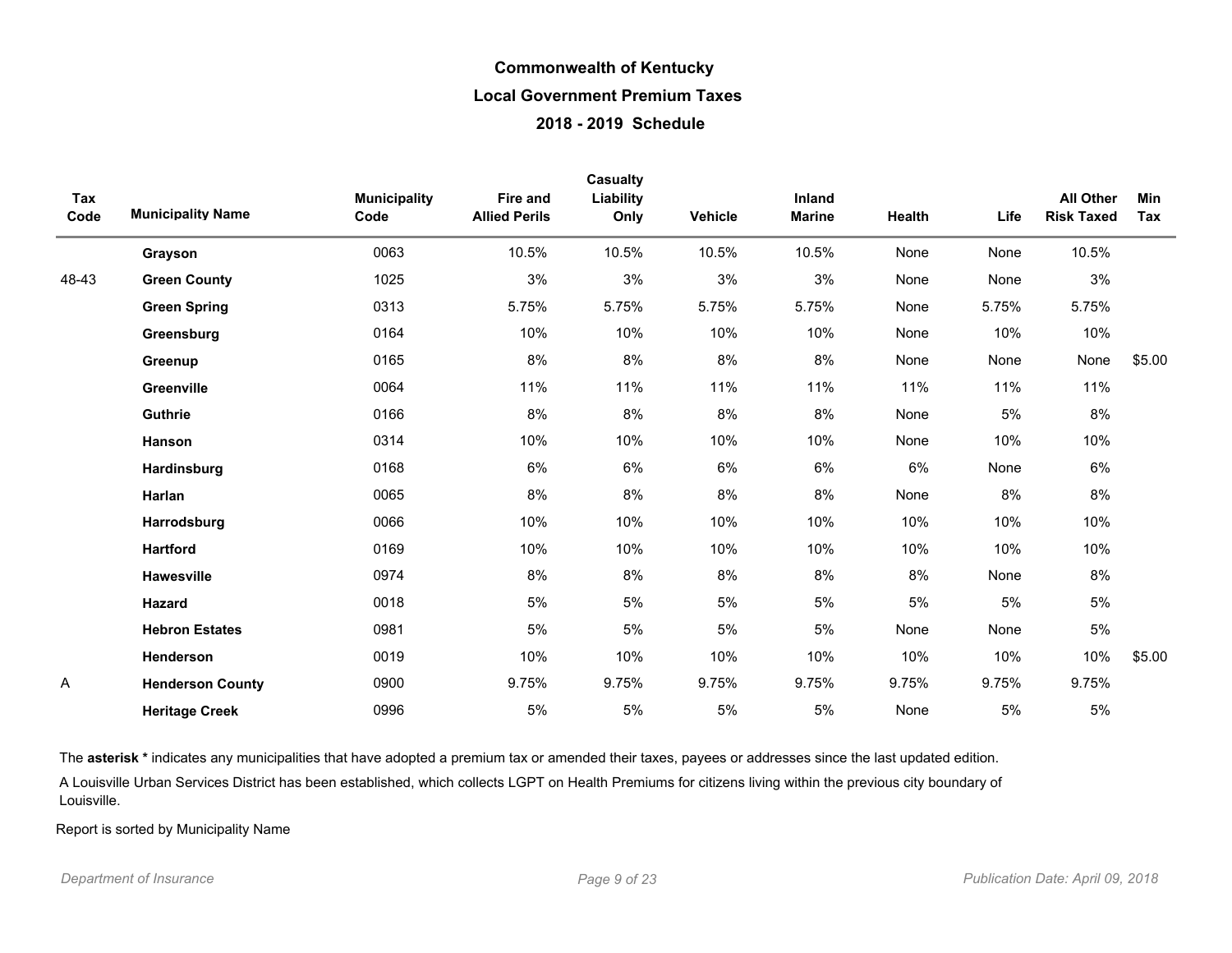# Commonwealth of Kentucky

## Local Government Premium Taxes

### 2018 - 2019 Schedule

| Tax Code | Municipality Name | Municipality Code | Fire and Allied Perils | Casualty Liability Only | Vehicle | Inland Marine | Health | Life | All Other Risk Taxed | Min Tax |
|---|---|---|---|---|---|---|---|---|---|---|
| | **Grayson** | 0063 | 10.5% | 10.5% | 10.5% | 10.5% | None | None | 10.5% | |
| 48-43 | **Green County** | 1025 | 3% | 3% | 3% | 3% | None | None | 3% | |
| | **Green Spring** | 0313 | 5.75% | 5.75% | 5.75% | 5.75% | None | 5.75% | 5.75% | |
| | **Greensburg** | 0164 | 10% | 10% | 10% | 10% | None | 10% | 10% | |
| | **Greenup** | 0165 | 8% | 8% | 8% | 8% | None | None | None | $5.00 |
| | **Greenville** | 0064 | 11% | 11% | 11% | 11% | 11% | 11% | 11% | |
| | **Guthrie** | 0166 | 8% | 8% | 8% | 8% | None | 5% | 8% | |
| | **Hanson** | 0314 | 10% | 10% | 10% | 10% | None | 10% | 10% | |
| | **Hardinsburg** | 0168 | 6% | 6% | 6% | 6% | 6% | None | 6% | |
| | **Harlan** | 0065 | 8% | 8% | 8% | 8% | None | 8% | 8% | |
| | **Harrodsburg** | 0066 | 10% | 10% | 10% | 10% | 10% | 10% | 10% | |
| | **Hartford** | 0169 | 10% | 10% | 10% | 10% | 10% | 10% | 10% | |
| | **Hawesville** | 0974 | 8% | 8% | 8% | 8% | 8% | None | 8% | |
| | **Hazard** | 0018 | 5% | 5% | 5% | 5% | 5% | 5% | 5% | |
| | **Hebron Estates** | 0981 | 5% | 5% | 5% | 5% | None | None | 5% | |
| | **Henderson** | 0019 | 10% | 10% | 10% | 10% | 10% | 10% | 10% | $5.00 |
| A | **Henderson County** | 0900 | 9.75% | 9.75% | 9.75% | 9.75% | 9.75% | 9.75% | 9.75% | |
| | **Heritage Creek** | 0996 | 5% | 5% | 5% | 5% | None | 5% | 5% | |

The **asterisk *** indicates any municipalities that have adopted a premium tax or amended their taxes, payees or addresses since the last updated edition.

A Louisville Urban Services District has been established, which collects LGPT on Health Premiums for citizens living within the previous city boundary of Louisville.

Report is sorted by Municipality Name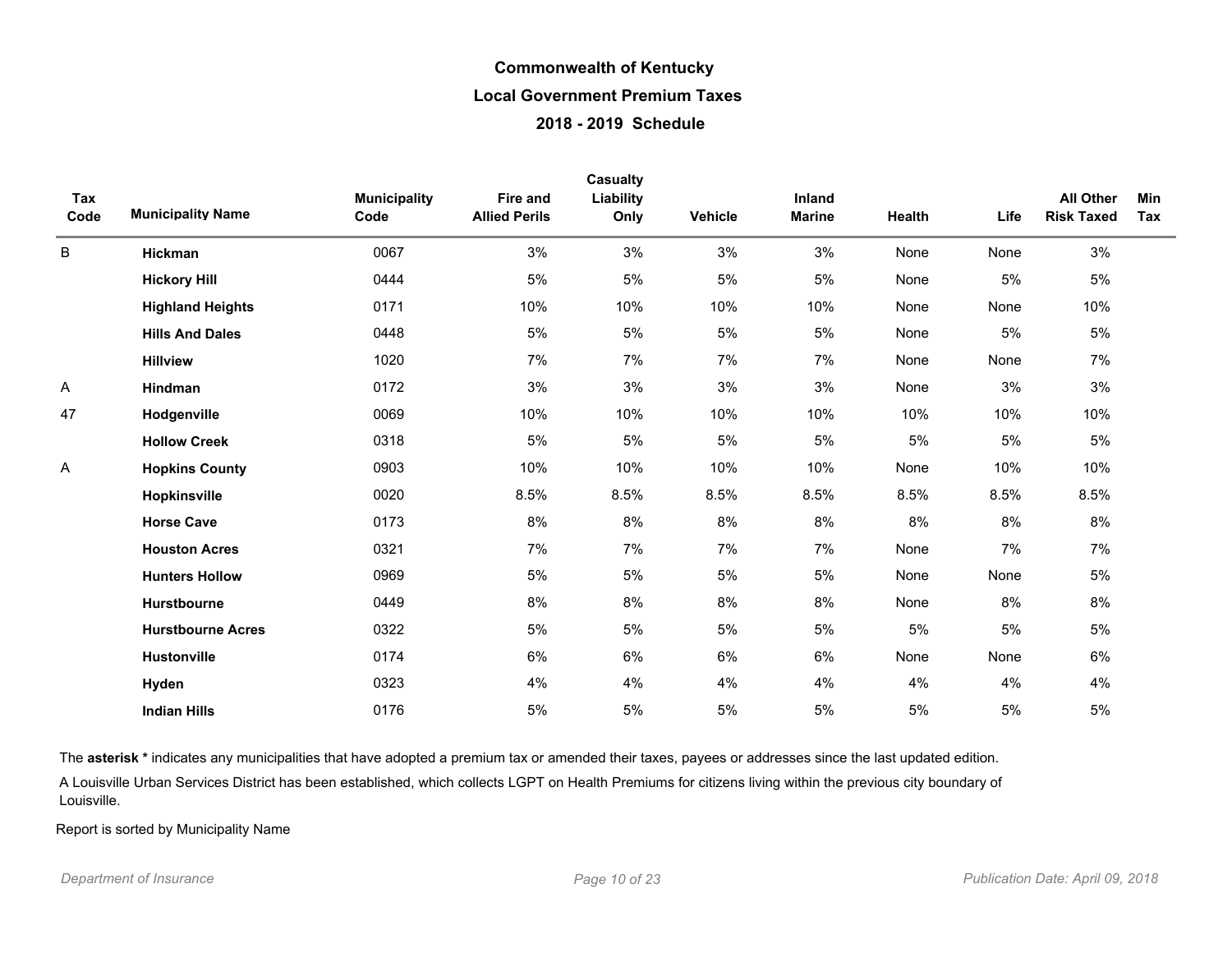# Commonwealth of Kentucky

## Local Government Premium Taxes

### 2018 - 2019 Schedule

| Tax Code | Municipality Name | Municipality Code | Fire and Allied Perils | Casualty Liability Only | Vehicle | Inland Marine | Health | Life | All Other Risk Taxed | Min Tax |
|---|---|---|---|---|---|---|---|---|---|---|
| B | **Hickman** | 0067 | 3% | 3% | 3% | 3% | None | None | 3% | |
| | **Hickory Hill** | 0444 | 5% | 5% | 5% | 5% | None | 5% | 5% | |
| | **Highland Heights** | 0171 | 10% | 10% | 10% | 10% | None | None | 10% | |
| | **Hills And Dales** | 0448 | 5% | 5% | 5% | 5% | None | 5% | 5% | |
| | **Hillview** | 1020 | 7% | 7% | 7% | 7% | None | None | 7% | |
| A | **Hindman** | 0172 | 3% | 3% | 3% | 3% | None | 3% | 3% | |
| 47 | **Hodgenville** | 0069 | 10% | 10% | 10% | 10% | 10% | 10% | 10% | |
| | **Hollow Creek** | 0318 | 5% | 5% | 5% | 5% | 5% | 5% | 5% | |
| A | **Hopkins County** | 0903 | 10% | 10% | 10% | 10% | None | 10% | 10% | |
| | **Hopkinsville** | 0020 | 8.5% | 8.5% | 8.5% | 8.5% | 8.5% | 8.5% | 8.5% | |
| | **Horse Cave** | 0173 | 8% | 8% | 8% | 8% | 8% | 8% | 8% | |
| | **Houston Acres** | 0321 | 7% | 7% | 7% | 7% | None | 7% | 7% | |
| | **Hunters Hollow** | 0969 | 5% | 5% | 5% | 5% | None | None | 5% | |
| | **Hurstbourne** | 0449 | 8% | 8% | 8% | 8% | None | 8% | 8% | |
| | **Hurstbourne Acres** | 0322 | 5% | 5% | 5% | 5% | 5% | 5% | 5% | |
| | **Hustonville** | 0174 | 6% | 6% | 6% | 6% | None | None | 6% | |
| | **Hyden** | 0323 | 4% | 4% | 4% | 4% | 4% | 4% | 4% | |
| | **Indian Hills** | 0176 | 5% | 5% | 5% | 5% | 5% | 5% | 5% | |

The **asterisk *** indicates any municipalities that have adopted a premium tax or amended their taxes, payees or addresses since the last updated edition.

A Louisville Urban Services District has been established, which collects LGPT on Health Premiums for citizens living within the previous city boundary of Louisville.

Report is sorted by Municipality Name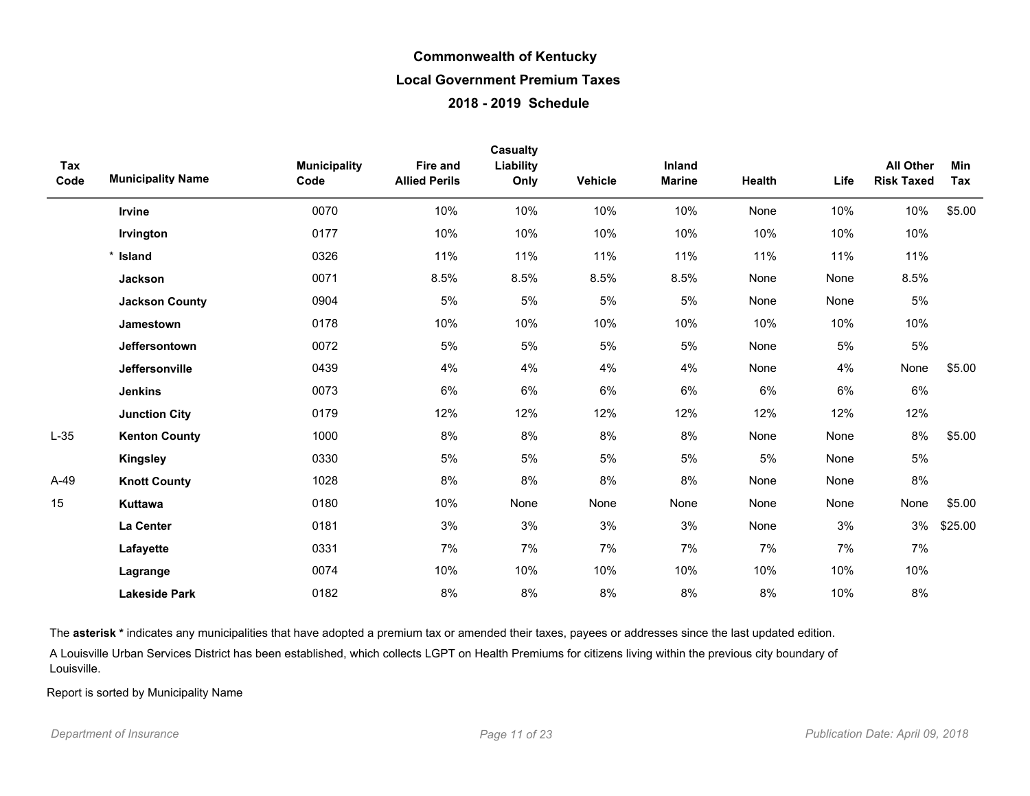# Commonwealth of Kentucky

## Local Government Premium Taxes

### 2018 - 2019 Schedule

| Tax Code | Municipality Name | Municipality Code | Fire and Allied Perils | Casualty Liability Only | Vehicle | Inland Marine | Health | Life | All Other Risk Taxed | Min Tax |
|---|---|---|---|---|---|---|---|---|---|---|
| | **Irvine** | 0070 | 10% | 10% | 10% | 10% | None | 10% | 10% | $5.00 |
| | **Irvington** | 0177 | 10% | 10% | 10% | 10% | 10% | 10% | 10% | |
| | * **Island** | 0326 | 11% | 11% | 11% | 11% | 11% | 11% | 11% | |
| | **Jackson** | 0071 | 8.5% | 8.5% | 8.5% | 8.5% | None | None | 8.5% | |
| | **Jackson County** | 0904 | 5% | 5% | 5% | 5% | None | None | 5% | |
| | **Jamestown** | 0178 | 10% | 10% | 10% | 10% | 10% | 10% | 10% | |
| | **Jeffersontown** | 0072 | 5% | 5% | 5% | 5% | None | 5% | 5% | |
| | **Jeffersonville** | 0439 | 4% | 4% | 4% | 4% | None | 4% | None | $5.00 |
| | **Jenkins** | 0073 | 6% | 6% | 6% | 6% | 6% | 6% | 6% | |
| | **Junction City** | 0179 | 12% | 12% | 12% | 12% | 12% | 12% | 12% | |
| L-35 | **Kenton County** | 1000 | 8% | 8% | 8% | 8% | None | None | 8% | $5.00 |
| | **Kingsley** | 0330 | 5% | 5% | 5% | 5% | 5% | None | 5% | |
| A-49 | **Knott County** | 1028 | 8% | 8% | 8% | 8% | None | None | 8% | |
| 15 | **Kuttawa** | 0180 | 10% | None | None | None | None | None | None | $5.00 |
| | **La Center** | 0181 | 3% | 3% | 3% | 3% | None | 3% | 3% | $25.00 |
| | **Lafayette** | 0331 | 7% | 7% | 7% | 7% | 7% | 7% | 7% | |
| | **Lagrange** | 0074 | 10% | 10% | 10% | 10% | 10% | 10% | 10% | |
| | **Lakeside Park** | 0182 | 8% | 8% | 8% | 8% | 8% | 10% | 8% | |

The **asterisk *** indicates any municipalities that have adopted a premium tax or amended their taxes, payees or addresses since the last updated edition.

A Louisville Urban Services District has been established, which collects LGPT on Health Premiums for citizens living within the previous city boundary of Louisville.

Report is sorted by Municipality Name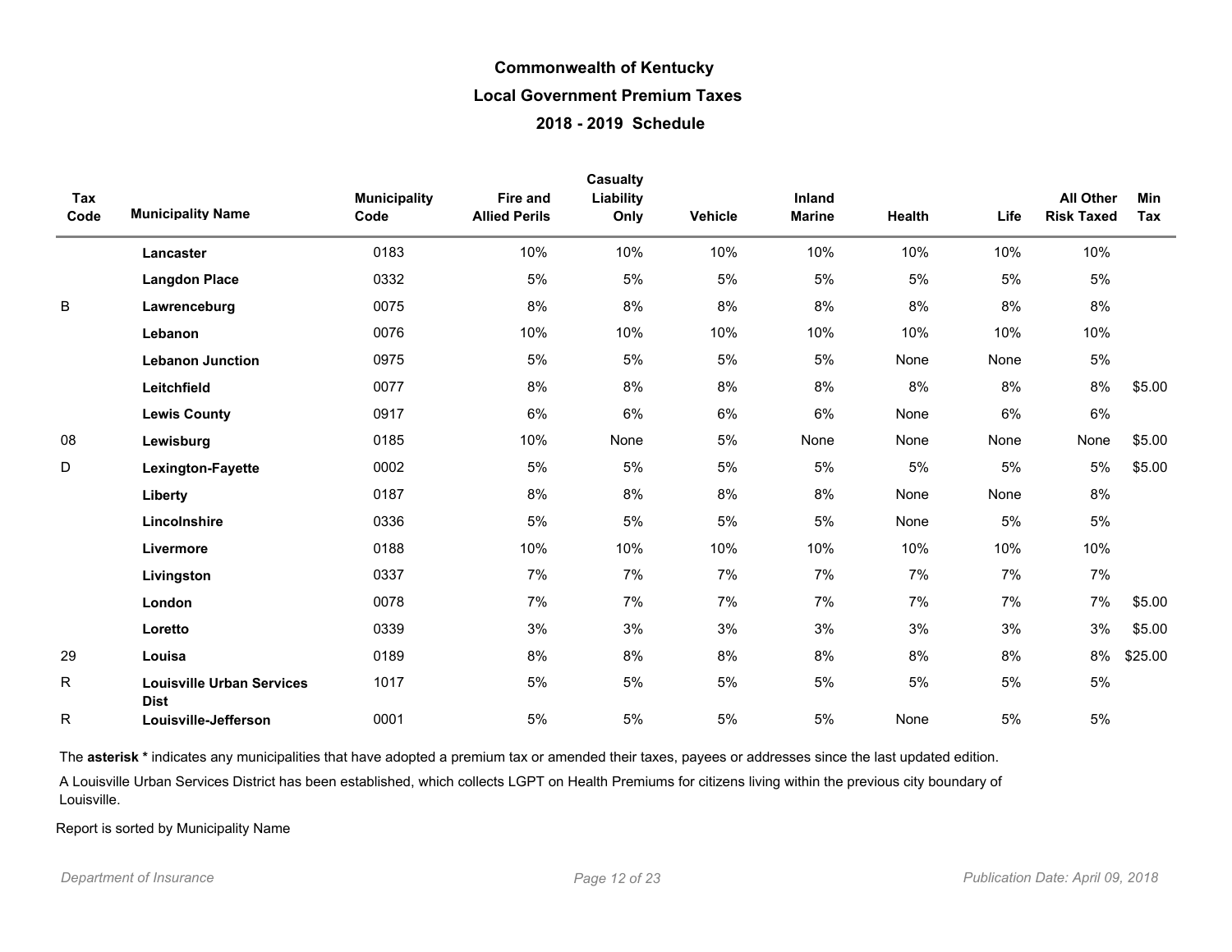**Commonwealth of Kentucky**

**Local Government Premium Taxes**

**2018 - 2019 Schedule**

| Tax Code | Municipality Name | Municipality Code | Fire and Allied Perils | Casualty Liability Only | Vehicle | Inland Marine | Health | Life | All Other Risk Taxed | Min Tax |
|---|---|---|---|---|---|---|---|---|---|---|
| | **Lancaster** | 0183 | 10% | 10% | 10% | 10% | 10% | 10% | 10% | |
| | **Langdon Place** | 0332 | 5% | 5% | 5% | 5% | 5% | 5% | 5% | |
| B | **Lawrenceburg** | 0075 | 8% | 8% | 8% | 8% | 8% | 8% | 8% | |
| | **Lebanon** | 0076 | 10% | 10% | 10% | 10% | 10% | 10% | 10% | |
| | **Lebanon Junction** | 0975 | 5% | 5% | 5% | 5% | None | None | 5% | |
| | **Leitchfield** | 0077 | 8% | 8% | 8% | 8% | 8% | 8% | 8% | $5.00 |
| | **Lewis County** | 0917 | 6% | 6% | 6% | 6% | None | 6% | 6% | |
| 08 | **Lewisburg** | 0185 | 10% | None | 5% | None | None | None | None | $5.00 |
| D | **Lexington-Fayette** | 0002 | 5% | 5% | 5% | 5% | 5% | 5% | 5% | $5.00 |
| | **Liberty** | 0187 | 8% | 8% | 8% | 8% | None | None | 8% | |
| | **Lincolnshire** | 0336 | 5% | 5% | 5% | 5% | None | 5% | 5% | |
| | **Livermore** | 0188 | 10% | 10% | 10% | 10% | 10% | 10% | 10% | |
| | **Livingston** | 0337 | 7% | 7% | 7% | 7% | 7% | 7% | 7% | |
| | **London** | 0078 | 7% | 7% | 7% | 7% | 7% | 7% | 7% | $5.00 |
| | **Loretto** | 0339 | 3% | 3% | 3% | 3% | 3% | 3% | 3% | $5.00 |
| 29 | **Louisa** | 0189 | 8% | 8% | 8% | 8% | 8% | 8% | 8% | $25.00 |
| R | **Louisville Urban Services Dist** | 1017 | 5% | 5% | 5% | 5% | 5% | 5% | 5% | |
| R | **Louisville-Jefferson** | 0001 | 5% | 5% | 5% | 5% | None | 5% | 5% | |

The **asterisk *** indicates any municipalities that have adopted a premium tax or amended their taxes, payees or addresses since the last updated edition.

A Louisville Urban Services District has been established, which collects LGPT on Health Premiums for citizens living within the previous city boundary of Louisville.

Report is sorted by Municipality Name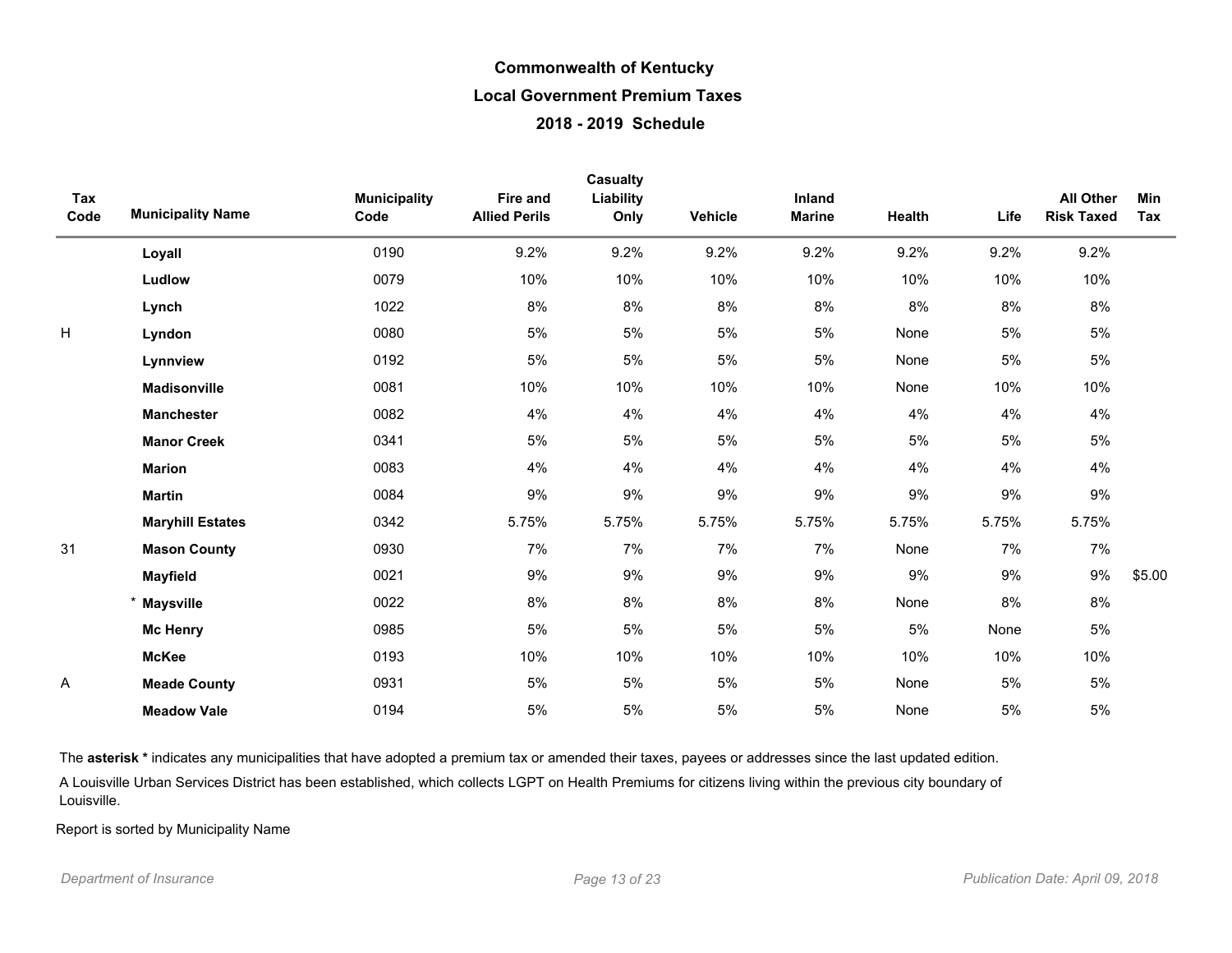# Commonwealth of Kentucky

## Local Government Premium Taxes

## 2018 - 2019 Schedule

| Tax Code | Municipality Name | Municipality Code | Fire and Allied Perils | Casualty Liability Only | Vehicle | Inland Marine | Health | Life | All Other Risk Taxed | Min Tax |
|---|---|---|---|---|---|---|---|---|---|---|
| | **Loyall** | 0190 | 9.2% | 9.2% | 9.2% | 9.2% | 9.2% | 9.2% | 9.2% | |
| | **Ludlow** | 0079 | 10% | 10% | 10% | 10% | 10% | 10% | 10% | |
| | **Lynch** | 1022 | 8% | 8% | 8% | 8% | 8% | 8% | 8% | |
| H | **Lyndon** | 0080 | 5% | 5% | 5% | 5% | None | 5% | 5% | |
| | **Lynnview** | 0192 | 5% | 5% | 5% | 5% | None | 5% | 5% | |
| | **Madisonville** | 0081 | 10% | 10% | 10% | 10% | None | 10% | 10% | |
| | **Manchester** | 0082 | 4% | 4% | 4% | 4% | 4% | 4% | 4% | |
| | **Manor Creek** | 0341 | 5% | 5% | 5% | 5% | 5% | 5% | 5% | |
| | **Marion** | 0083 | 4% | 4% | 4% | 4% | 4% | 4% | 4% | |
| | **Martin** | 0084 | 9% | 9% | 9% | 9% | 9% | 9% | 9% | |
| | **Maryhill Estates** | 0342 | 5.75% | 5.75% | 5.75% | 5.75% | 5.75% | 5.75% | 5.75% | |
| 31 | **Mason County** | 0930 | 7% | 7% | 7% | 7% | None | 7% | 7% | |
| | **Mayfield** | 0021 | 9% | 9% | 9% | 9% | 9% | 9% | 9% | $5.00 |
| | * **Maysville** | 0022 | 8% | 8% | 8% | 8% | None | 8% | 8% | |
| | **Mc Henry** | 0985 | 5% | 5% | 5% | 5% | 5% | None | 5% | |
| | **McKee** | 0193 | 10% | 10% | 10% | 10% | 10% | 10% | 10% | |
| A | **Meade County** | 0931 | 5% | 5% | 5% | 5% | None | 5% | 5% | |
| | **Meadow Vale** | 0194 | 5% | 5% | 5% | 5% | None | 5% | 5% | |

The **asterisk *** indicates any municipalities that have adopted a premium tax or amended their taxes, payees or addresses since the last updated edition.

A Louisville Urban Services District has been established, which collects LGPT on Health Premiums for citizens living within the previous city boundary of Louisville.

Report is sorted by Municipality Name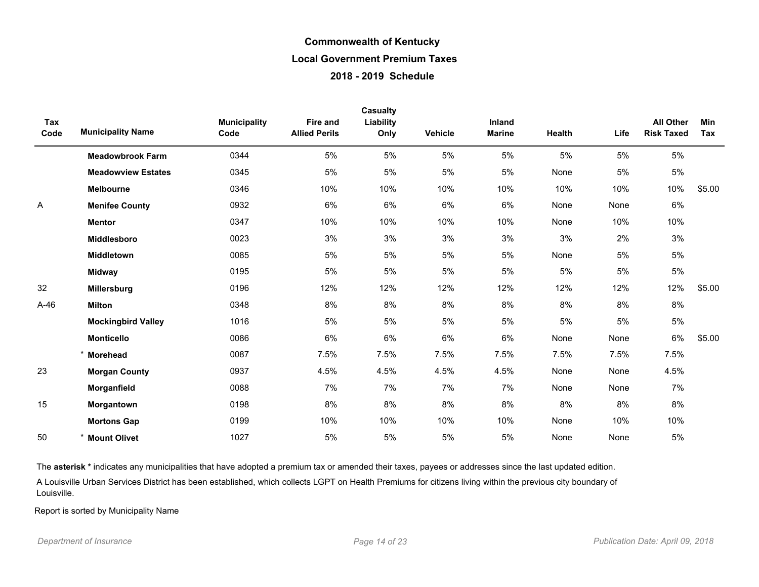# Commonwealth of Kentucky

## Local Government Premium Taxes

### 2018 - 2019 Schedule

| Tax Code | Municipality Name | Municipality Code | Fire and Allied Perils | Casualty Liability Only | Vehicle | Inland Marine | Health | Life | All Other Risk Taxed | Min Tax |
|---|---|---|---|---|---|---|---|---|---|---|
| | **Meadowbrook Farm** | 0344 | 5% | 5% | 5% | 5% | 5% | 5% | 5% | |
| | **Meadowview Estates** | 0345 | 5% | 5% | 5% | 5% | None | 5% | 5% | |
| | **Melbourne** | 0346 | 10% | 10% | 10% | 10% | 10% | 10% | 10% | $5.00 |
| A | **Menifee County** | 0932 | 6% | 6% | 6% | 6% | None | None | 6% | |
| | **Mentor** | 0347 | 10% | 10% | 10% | 10% | None | 10% | 10% | |
| | **Middlesboro** | 0023 | 3% | 3% | 3% | 3% | 3% | 2% | 3% | |
| | **Middletown** | 0085 | 5% | 5% | 5% | 5% | None | 5% | 5% | |
| | **Midway** | 0195 | 5% | 5% | 5% | 5% | 5% | 5% | 5% | |
| 32 | **Millersburg** | 0196 | 12% | 12% | 12% | 12% | 12% | 12% | 12% | $5.00 |
| A-46 | **Milton** | 0348 | 8% | 8% | 8% | 8% | 8% | 8% | 8% | |
| | **Mockingbird Valley** | 1016 | 5% | 5% | 5% | 5% | 5% | 5% | 5% | |
| | **Monticello** | 0086 | 6% | 6% | 6% | 6% | None | None | 6% | $5.00 |
| | * **Morehead** | 0087 | 7.5% | 7.5% | 7.5% | 7.5% | 7.5% | 7.5% | 7.5% | |
| 23 | **Morgan County** | 0937 | 4.5% | 4.5% | 4.5% | 4.5% | None | None | 4.5% | |
| | **Morganfield** | 0088 | 7% | 7% | 7% | 7% | None | None | 7% | |
| 15 | **Morgantown** | 0198 | 8% | 8% | 8% | 8% | 8% | 8% | 8% | |
| | **Mortons Gap** | 0199 | 10% | 10% | 10% | 10% | None | 10% | 10% | |
| 50 | * **Mount Olivet** | 1027 | 5% | 5% | 5% | 5% | None | None | 5% | |

The **asterisk *** indicates any municipalities that have adopted a premium tax or amended their taxes, payees or addresses since the last updated edition.

A Louisville Urban Services District has been established, which collects LGPT on Health Premiums for citizens living within the previous city boundary of Louisville.

Report is sorted by Municipality Name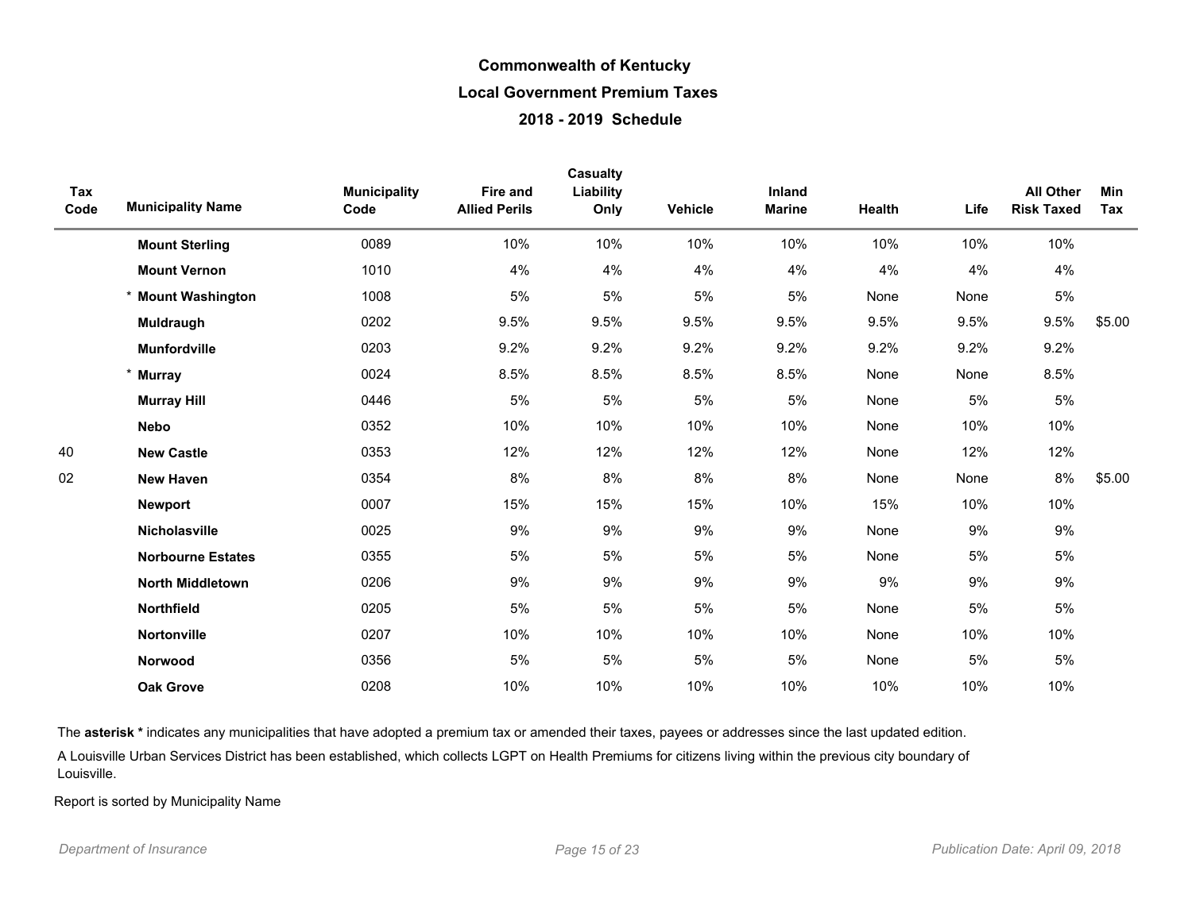# Commonwealth of Kentucky

## Local Government Premium Taxes

### 2018 - 2019 Schedule

| Tax Code | Municipality Name | Municipality Code | Fire and Allied Perils | Casualty Liability Only | Vehicle | Inland Marine | Health | Life | All Other Risk Taxed | Min Tax |
|---|---|---|---|---|---|---|---|---|---|---|
| | **Mount Sterling** | 0089 | 10% | 10% | 10% | 10% | 10% | 10% | 10% | |
| | **Mount Vernon** | 1010 | 4% | 4% | 4% | 4% | 4% | 4% | 4% | |
| | * **Mount Washington** | 1008 | 5% | 5% | 5% | 5% | None | None | 5% | |
| | **Muldraugh** | 0202 | 9.5% | 9.5% | 9.5% | 9.5% | 9.5% | 9.5% | 9.5% | $5.00 |
| | **Munfordville** | 0203 | 9.2% | 9.2% | 9.2% | 9.2% | 9.2% | 9.2% | 9.2% | |
| | * **Murray** | 0024 | 8.5% | 8.5% | 8.5% | 8.5% | None | None | 8.5% | |
| | **Murray Hill** | 0446 | 5% | 5% | 5% | 5% | None | 5% | 5% | |
| | **Nebo** | 0352 | 10% | 10% | 10% | 10% | None | 10% | 10% | |
| 40 | **New Castle** | 0353 | 12% | 12% | 12% | 12% | None | 12% | 12% | |
| 02 | **New Haven** | 0354 | 8% | 8% | 8% | 8% | None | None | 8% | $5.00 |
| | **Newport** | 0007 | 15% | 15% | 15% | 10% | 15% | 10% | 10% | |
| | **Nicholasville** | 0025 | 9% | 9% | 9% | 9% | None | 9% | 9% | |
| | **Norbourne Estates** | 0355 | 5% | 5% | 5% | 5% | None | 5% | 5% | |
| | **North Middletown** | 0206 | 9% | 9% | 9% | 9% | 9% | 9% | 9% | |
| | **Northfield** | 0205 | 5% | 5% | 5% | 5% | None | 5% | 5% | |
| | **Nortonville** | 0207 | 10% | 10% | 10% | 10% | None | 10% | 10% | |
| | **Norwood** | 0356 | 5% | 5% | 5% | 5% | None | 5% | 5% | |
| | **Oak Grove** | 0208 | 10% | 10% | 10% | 10% | 10% | 10% | 10% | |

The **asterisk *** indicates any municipalities that have adopted a premium tax or amended their taxes, payees or addresses since the last updated edition.

A Louisville Urban Services District has been established, which collects LGPT on Health Premiums for citizens living within the previous city boundary of Louisville.

Report is sorted by Municipality Name

*Department of Insurance* *Publication Date: April 09, 2018*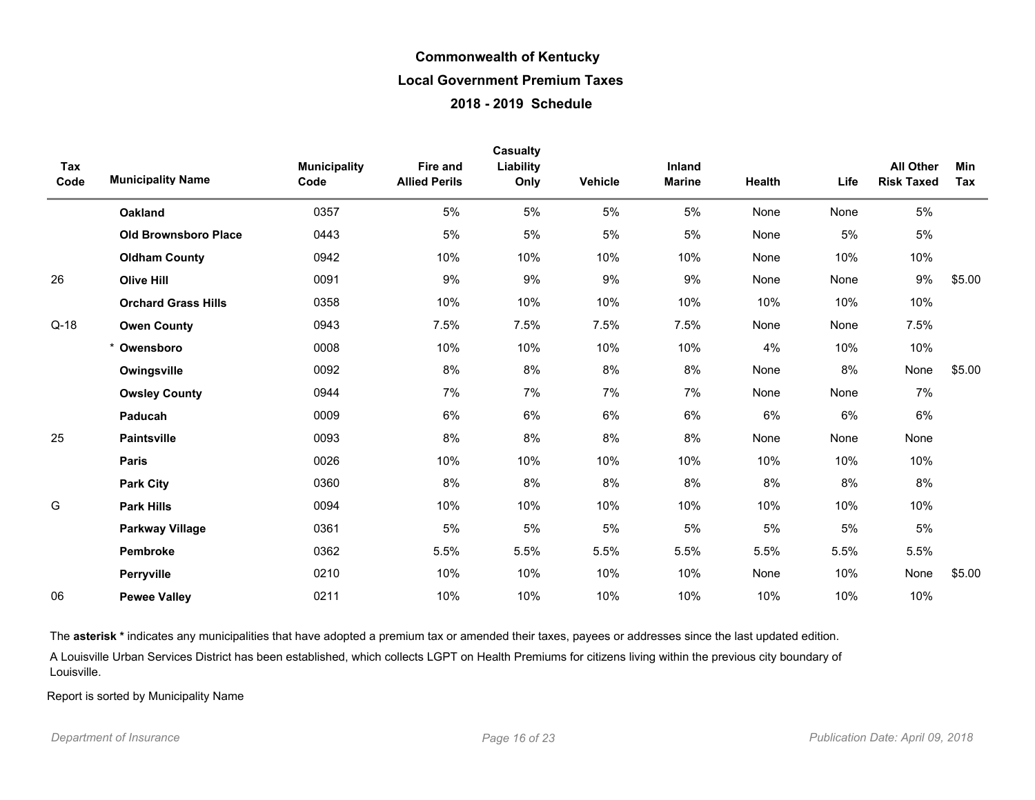# Commonwealth of Kentucky
## Local Government Premium Taxes
### 2018 - 2019 Schedule

| Tax Code | Municipality Name | Municipality Code | Fire and Allied Perils | Casualty Liability Only | Vehicle | Inland Marine | Health | Life | All Other Risk Taxed | Min Tax |
|---|---|---|---|---|---|---|---|---|---|---|
| | **Oakland** | 0357 | 5% | 5% | 5% | 5% | None | None | 5% | |
| | **Old Brownsboro Place** | 0443 | 5% | 5% | 5% | 5% | None | 5% | 5% | |
| | **Oldham County** | 0942 | 10% | 10% | 10% | 10% | None | 10% | 10% | |
| 26 | **Olive Hill** | 0091 | 9% | 9% | 9% | 9% | None | None | 9% | $5.00 |
| | **Orchard Grass Hills** | 0358 | 10% | 10% | 10% | 10% | 10% | 10% | 10% | |
| Q-18 | **Owen County** | 0943 | 7.5% | 7.5% | 7.5% | 7.5% | None | None | 7.5% | |
| | * **Owensboro** | 0008 | 10% | 10% | 10% | 10% | 4% | 10% | 10% | |
| | **Owingsville** | 0092 | 8% | 8% | 8% | 8% | None | 8% | None | $5.00 |
| | **Owsley County** | 0944 | 7% | 7% | 7% | 7% | None | None | 7% | |
| | **Paducah** | 0009 | 6% | 6% | 6% | 6% | 6% | 6% | 6% | |
| 25 | **Paintsville** | 0093 | 8% | 8% | 8% | 8% | None | None | None | |
| | **Paris** | 0026 | 10% | 10% | 10% | 10% | 10% | 10% | 10% | |
| | **Park City** | 0360 | 8% | 8% | 8% | 8% | 8% | 8% | 8% | |
| G | **Park Hills** | 0094 | 10% | 10% | 10% | 10% | 10% | 10% | 10% | |
| | **Parkway Village** | 0361 | 5% | 5% | 5% | 5% | 5% | 5% | 5% | |
| | **Pembroke** | 0362 | 5.5% | 5.5% | 5.5% | 5.5% | 5.5% | 5.5% | 5.5% | |
| | **Perryville** | 0210 | 10% | 10% | 10% | 10% | None | 10% | None | $5.00 |
| 06 | **Pewee Valley** | 0211 | 10% | 10% | 10% | 10% | 10% | 10% | 10% | |

The **asterisk *** indicates any municipalities that have adopted a premium tax or amended their taxes, payees or addresses since the last updated edition.

A Louisville Urban Services District has been established, which collects LGPT on Health Premiums for citizens living within the previous city boundary of Louisville.

Report is sorted by Municipality Name

*Department of Insurance* *Publication Date: April 09, 2018*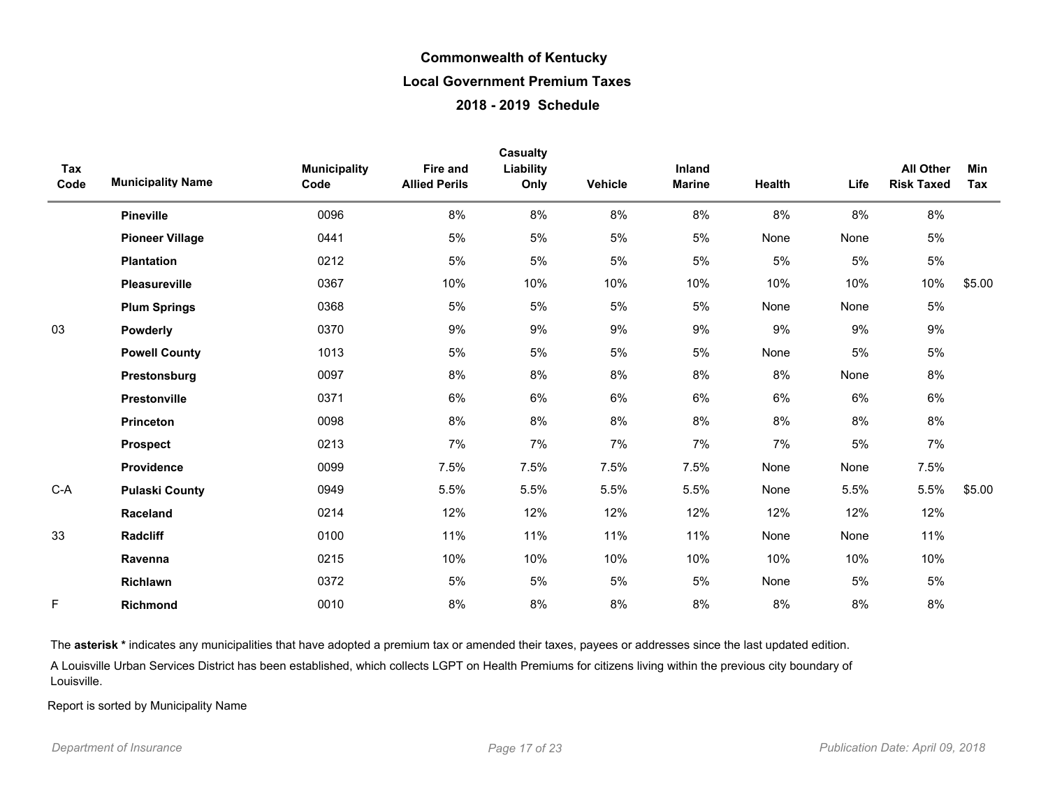# Commonwealth of Kentucky

## Local Government Premium Taxes

### 2018 - 2019 Schedule

| Tax Code | Municipality Name | Municipality Code | Fire and Allied Perils | Casualty Liability Only | Vehicle | Inland Marine | Health | Life | All Other Risk Taxed | Min Tax |
|---|---|---|---|---|---|---|---|---|---|---|
| | **Pineville** | 0096 | 8% | 8% | 8% | 8% | 8% | 8% | 8% | |
| | **Pioneer Village** | 0441 | 5% | 5% | 5% | 5% | None | None | 5% | |
| | **Plantation** | 0212 | 5% | 5% | 5% | 5% | 5% | 5% | 5% | |
| | **Pleasureville** | 0367 | 10% | 10% | 10% | 10% | 10% | 10% | 10% | $5.00 |
| | **Plum Springs** | 0368 | 5% | 5% | 5% | 5% | None | None | 5% | |
| 03 | **Powderly** | 0370 | 9% | 9% | 9% | 9% | 9% | 9% | 9% | |
| | **Powell County** | 1013 | 5% | 5% | 5% | 5% | None | 5% | 5% | |
| | **Prestonsburg** | 0097 | 8% | 8% | 8% | 8% | 8% | None | 8% | |
| | **Prestonville** | 0371 | 6% | 6% | 6% | 6% | 6% | 6% | 6% | |
| | **Princeton** | 0098 | 8% | 8% | 8% | 8% | 8% | 8% | 8% | |
| | **Prospect** | 0213 | 7% | 7% | 7% | 7% | 7% | 5% | 7% | |
| | **Providence** | 0099 | 7.5% | 7.5% | 7.5% | 7.5% | None | None | 7.5% | |
| C-A | **Pulaski County** | 0949 | 5.5% | 5.5% | 5.5% | 5.5% | None | 5.5% | 5.5% | $5.00 |
| | **Raceland** | 0214 | 12% | 12% | 12% | 12% | 12% | 12% | 12% | |
| 33 | **Radcliff** | 0100 | 11% | 11% | 11% | 11% | None | None | 11% | |
| | **Ravenna** | 0215 | 10% | 10% | 10% | 10% | 10% | 10% | 10% | |
| | **Richlawn** | 0372 | 5% | 5% | 5% | 5% | None | 5% | 5% | |
| F | **Richmond** | 0010 | 8% | 8% | 8% | 8% | 8% | 8% | 8% | |

The **asterisk *** indicates any municipalities that have adopted a premium tax or amended their taxes, payees or addresses since the last updated edition.

A Louisville Urban Services District has been established, which collects LGPT on Health Premiums for citizens living within the previous city boundary of Louisville.

Report is sorted by Municipality Name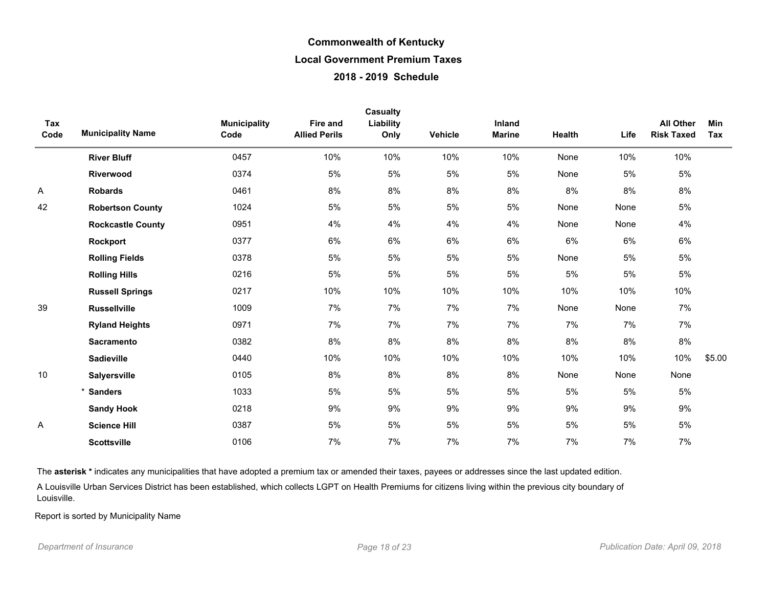# Commonwealth of Kentucky

## Local Government Premium Taxes

### 2018 - 2019 Schedule

| Tax Code | Municipality Name | Municipality Code | Fire and Allied Perils | Casualty Liability Only | Vehicle | Inland Marine | Health | Life | All Other Risk Taxed | Min Tax |
|---|---|---|---|---|---|---|---|---|---|---|
| | **River Bluff** | 0457 | 10% | 10% | 10% | 10% | None | 10% | 10% | |
| | **Riverwood** | 0374 | 5% | 5% | 5% | 5% | None | 5% | 5% | |
| A | **Robards** | 0461 | 8% | 8% | 8% | 8% | 8% | 8% | 8% | |
| 42 | **Robertson County** | 1024 | 5% | 5% | 5% | 5% | None | None | 5% | |
| | **Rockcastle County** | 0951 | 4% | 4% | 4% | 4% | None | None | 4% | |
| | **Rockport** | 0377 | 6% | 6% | 6% | 6% | 6% | 6% | 6% | |
| | **Rolling Fields** | 0378 | 5% | 5% | 5% | 5% | None | 5% | 5% | |
| | **Rolling Hills** | 0216 | 5% | 5% | 5% | 5% | 5% | 5% | 5% | |
| | **Russell Springs** | 0217 | 10% | 10% | 10% | 10% | 10% | 10% | 10% | |
| 39 | **Russellville** | 1009 | 7% | 7% | 7% | 7% | None | None | 7% | |
| | **Ryland Heights** | 0971 | 7% | 7% | 7% | 7% | 7% | 7% | 7% | |
| | **Sacramento** | 0382 | 8% | 8% | 8% | 8% | 8% | 8% | 8% | |
| | **Sadieville** | 0440 | 10% | 10% | 10% | 10% | 10% | 10% | 10% | $5.00 |
| 10 | **Salyersville** | 0105 | 8% | 8% | 8% | 8% | None | None | None | |
| | * **Sanders** | 1033 | 5% | 5% | 5% | 5% | 5% | 5% | 5% | |
| | **Sandy Hook** | 0218 | 9% | 9% | 9% | 9% | 9% | 9% | 9% | |
| A | **Science Hill** | 0387 | 5% | 5% | 5% | 5% | 5% | 5% | 5% | |
| | **Scottsville** | 0106 | 7% | 7% | 7% | 7% | 7% | 7% | 7% | |

The **asterisk *** indicates any municipalities that have adopted a premium tax or amended their taxes, payees or addresses since the last updated edition.

A Louisville Urban Services District has been established, which collects LGPT on Health Premiums for citizens living within the previous city boundary of Louisville.

Report is sorted by Municipality Name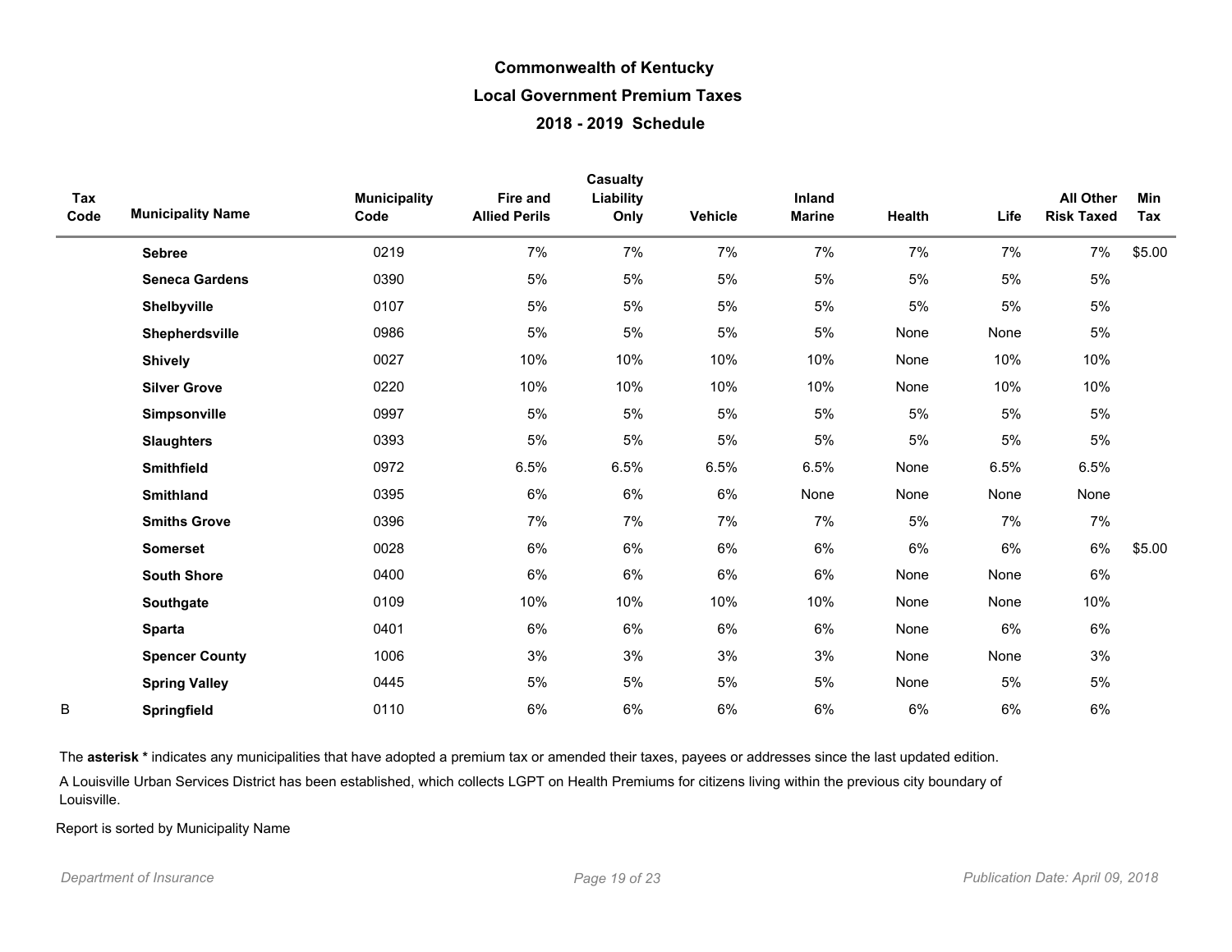# Commonwealth of Kentucky
## Local Government Premium Taxes
### 2018 - 2019 Schedule

| Tax Code | Municipality Name | Municipality Code | Fire and Allied Perils | Casualty Liability Only | Vehicle | Inland Marine | Health | Life | All Other Risk Taxed | Min Tax |
|---|---|---|---|---|---|---|---|---|---|---|
| | **Sebree** | 0219 | 7% | 7% | 7% | 7% | 7% | 7% | 7% | $5.00 |
| | **Seneca Gardens** | 0390 | 5% | 5% | 5% | 5% | 5% | 5% | 5% | |
| | **Shelbyville** | 0107 | 5% | 5% | 5% | 5% | 5% | 5% | 5% | |
| | **Shepherdsville** | 0986 | 5% | 5% | 5% | 5% | None | None | 5% | |
| | **Shively** | 0027 | 10% | 10% | 10% | 10% | None | 10% | 10% | |
| | **Silver Grove** | 0220 | 10% | 10% | 10% | 10% | None | 10% | 10% | |
| | **Simpsonville** | 0997 | 5% | 5% | 5% | 5% | 5% | 5% | 5% | |
| | **Slaughters** | 0393 | 5% | 5% | 5% | 5% | 5% | 5% | 5% | |
| | **Smithfield** | 0972 | 6.5% | 6.5% | 6.5% | 6.5% | None | 6.5% | 6.5% | |
| | **Smithland** | 0395 | 6% | 6% | 6% | None | None | None | None | |
| | **Smiths Grove** | 0396 | 7% | 7% | 7% | 7% | 5% | 7% | 7% | |
| | **Somerset** | 0028 | 6% | 6% | 6% | 6% | 6% | 6% | 6% | $5.00 |
| | **South Shore** | 0400 | 6% | 6% | 6% | 6% | None | None | 6% | |
| | **Southgate** | 0109 | 10% | 10% | 10% | 10% | None | None | 10% | |
| | **Sparta** | 0401 | 6% | 6% | 6% | 6% | None | 6% | 6% | |
| | **Spencer County** | 1006 | 3% | 3% | 3% | 3% | None | None | 3% | |
| | **Spring Valley** | 0445 | 5% | 5% | 5% | 5% | None | 5% | 5% | |
| B | **Springfield** | 0110 | 6% | 6% | 6% | 6% | 6% | 6% | 6% | |

The **asterisk *** indicates any municipalities that have adopted a premium tax or amended their taxes, payees or addresses since the last updated edition.

A Louisville Urban Services District has been established, which collects LGPT on Health Premiums for citizens living within the previous city boundary of Louisville.

Report is sorted by Municipality Name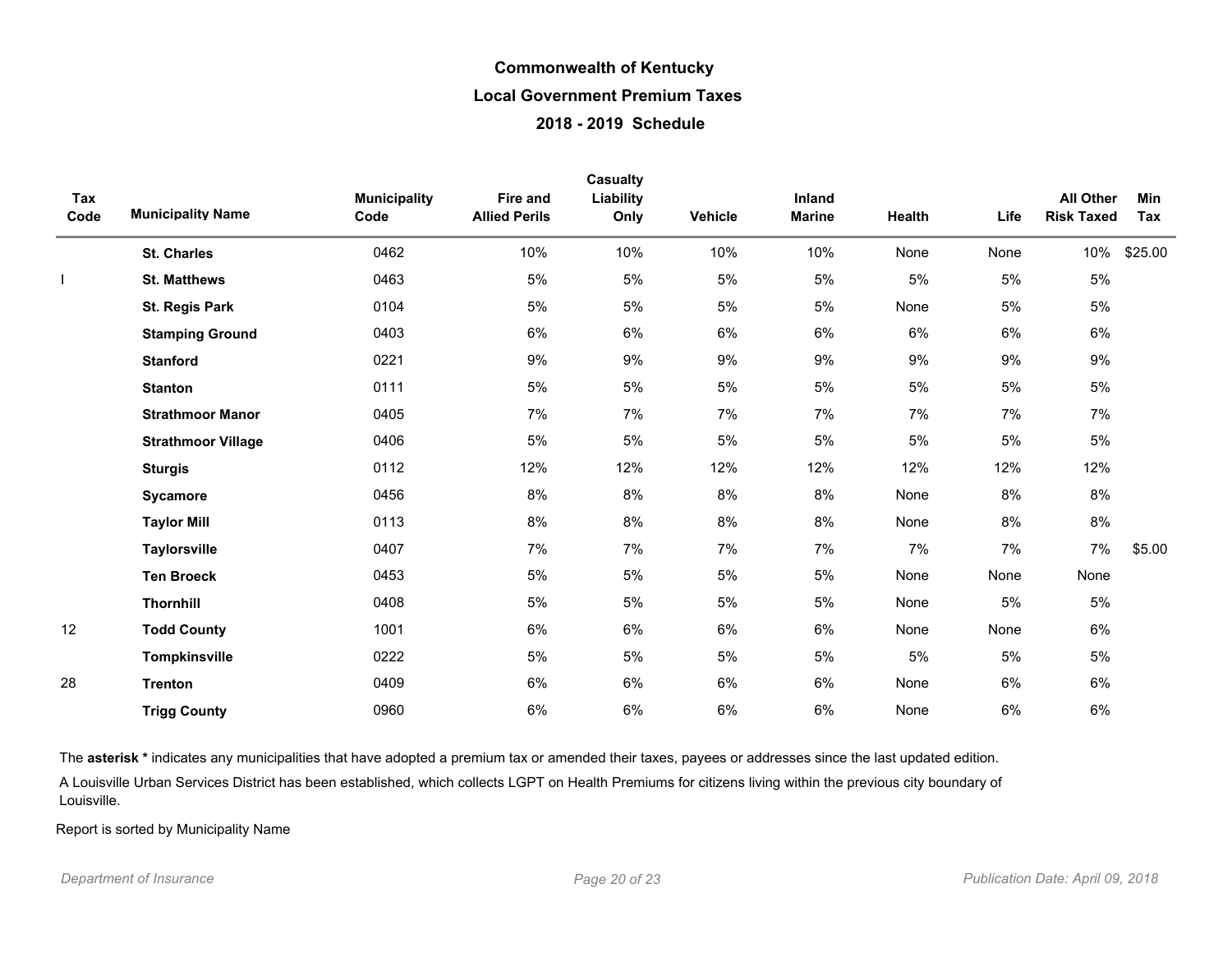# Commonwealth of Kentucky

## Local Government Premium Taxes

### 2018 - 2019 Schedule

| Tax Code | Municipality Name | Municipality Code | Fire and Allied Perils | Casualty Liability Only | Vehicle | Inland Marine | Health | Life | All Other Risk Taxed | Min Tax |
|---|---|---|---|---|---|---|---|---|---|---|
| | **St. Charles** | 0462 | 10% | 10% | 10% | 10% | None | None | 10% | $25.00 |
| I | **St. Matthews** | 0463 | 5% | 5% | 5% | 5% | 5% | 5% | 5% | |
| | **St. Regis Park** | 0104 | 5% | 5% | 5% | 5% | None | 5% | 5% | |
| | **Stamping Ground** | 0403 | 6% | 6% | 6% | 6% | 6% | 6% | 6% | |
| | **Stanford** | 0221 | 9% | 9% | 9% | 9% | 9% | 9% | 9% | |
| | **Stanton** | 0111 | 5% | 5% | 5% | 5% | 5% | 5% | 5% | |
| | **Strathmoor Manor** | 0405 | 7% | 7% | 7% | 7% | 7% | 7% | 7% | |
| | **Strathmoor Village** | 0406 | 5% | 5% | 5% | 5% | 5% | 5% | 5% | |
| | **Sturgis** | 0112 | 12% | 12% | 12% | 12% | 12% | 12% | 12% | |
| | **Sycamore** | 0456 | 8% | 8% | 8% | 8% | None | 8% | 8% | |
| | **Taylor Mill** | 0113 | 8% | 8% | 8% | 8% | None | 8% | 8% | |
| | **Taylorsville** | 0407 | 7% | 7% | 7% | 7% | 7% | 7% | 7% | $5.00 |
| | **Ten Broeck** | 0453 | 5% | 5% | 5% | 5% | None | None | None | |
| | **Thornhill** | 0408 | 5% | 5% | 5% | 5% | None | 5% | 5% | |
| 12 | **Todd County** | 1001 | 6% | 6% | 6% | 6% | None | None | 6% | |
| | **Tompkinsville** | 0222 | 5% | 5% | 5% | 5% | 5% | 5% | 5% | |
| 28 | **Trenton** | 0409 | 6% | 6% | 6% | 6% | None | 6% | 6% | |
| | **Trigg County** | 0960 | 6% | 6% | 6% | 6% | None | 6% | 6% | |

The **asterisk *** indicates any municipalities that have adopted a premium tax or amended their taxes, payees or addresses since the last updated edition.

A Louisville Urban Services District has been established, which collects LGPT on Health Premiums for citizens living within the previous city boundary of Louisville.

Report is sorted by Municipality Name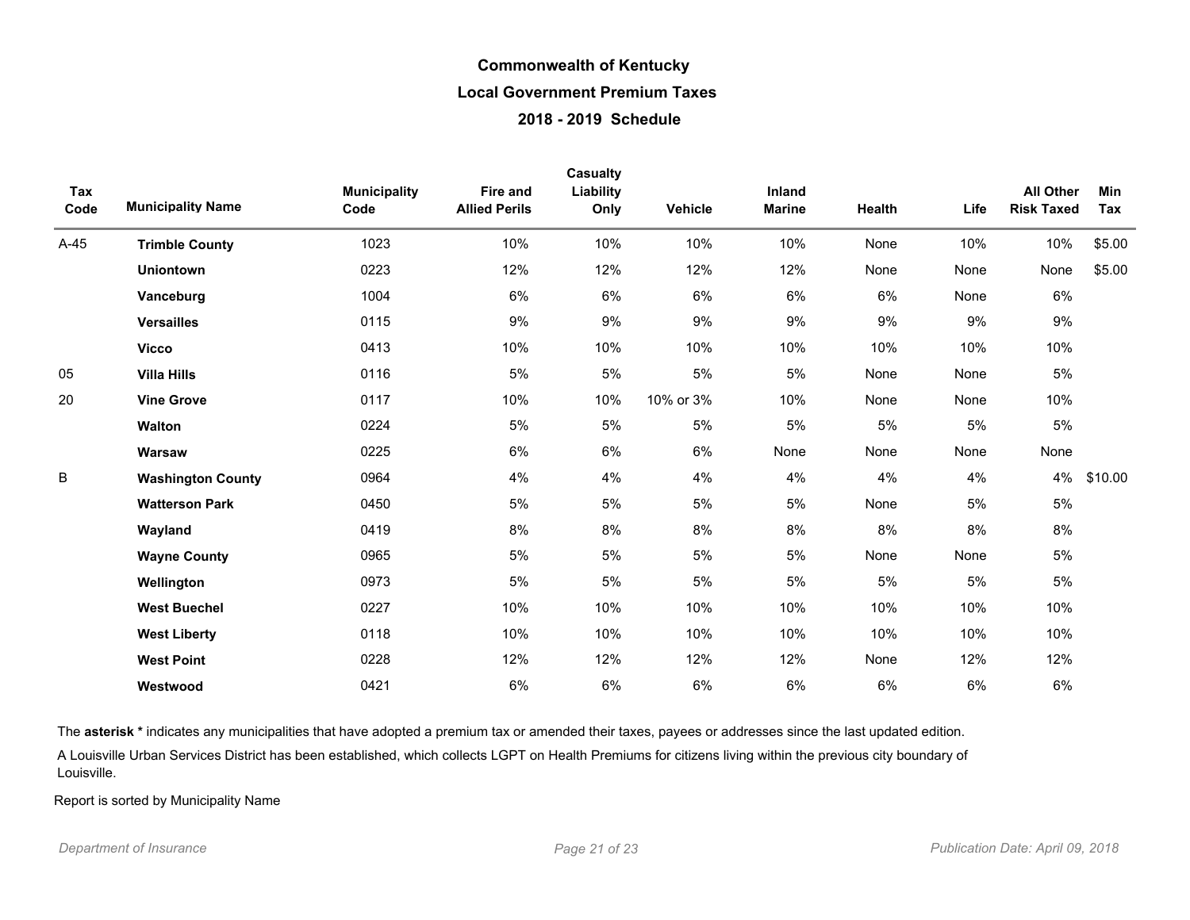# Commonwealth of Kentucky

## Local Government Premium Taxes

## 2018 - 2019 Schedule

| Tax Code | Municipality Name | Municipality Code | Fire and Allied Perils | Casualty Liability Only | Vehicle | Inland Marine | Health | Life | All Other Risk Taxed | Min Tax |
|---|---|---|---|---|---|---|---|---|---|---|
| A-45 | **Trimble County** | 1023 | 10% | 10% | 10% | 10% | None | 10% | 10% | $5.00 |
| | **Uniontown** | 0223 | 12% | 12% | 12% | 12% | None | None | None | $5.00 |
| | **Vanceburg** | 1004 | 6% | 6% | 6% | 6% | 6% | None | 6% | |
| | **Versailles** | 0115 | 9% | 9% | 9% | 9% | 9% | 9% | 9% | |
| | **Vicco** | 0413 | 10% | 10% | 10% | 10% | 10% | 10% | 10% | |
| 05 | **Villa Hills** | 0116 | 5% | 5% | 5% | 5% | None | None | 5% | |
| 20 | **Vine Grove** | 0117 | 10% | 10% | 10% or 3% | 10% | None | None | 10% | |
| | **Walton** | 0224 | 5% | 5% | 5% | 5% | 5% | 5% | 5% | |
| | **Warsaw** | 0225 | 6% | 6% | 6% | None | None | None | None | |
| B | **Washington County** | 0964 | 4% | 4% | 4% | 4% | 4% | 4% | 4% | $10.00 |
| | **Watterson Park** | 0450 | 5% | 5% | 5% | 5% | None | 5% | 5% | |
| | **Wayland** | 0419 | 8% | 8% | 8% | 8% | 8% | 8% | 8% | |
| | **Wayne County** | 0965 | 5% | 5% | 5% | 5% | None | None | 5% | |
| | **Wellington** | 0973 | 5% | 5% | 5% | 5% | 5% | 5% | 5% | |
| | **West Buechel** | 0227 | 10% | 10% | 10% | 10% | 10% | 10% | 10% | |
| | **West Liberty** | 0118 | 10% | 10% | 10% | 10% | 10% | 10% | 10% | |
| | **West Point** | 0228 | 12% | 12% | 12% | 12% | None | 12% | 12% | |
| | **Westwood** | 0421 | 6% | 6% | 6% | 6% | 6% | 6% | 6% | |

The **asterisk *** indicates any municipalities that have adopted a premium tax or amended their taxes, payees or addresses since the last updated edition.

A Louisville Urban Services District has been established, which collects LGPT on Health Premiums for citizens living within the previous city boundary of Louisville.

Report is sorted by Municipality Name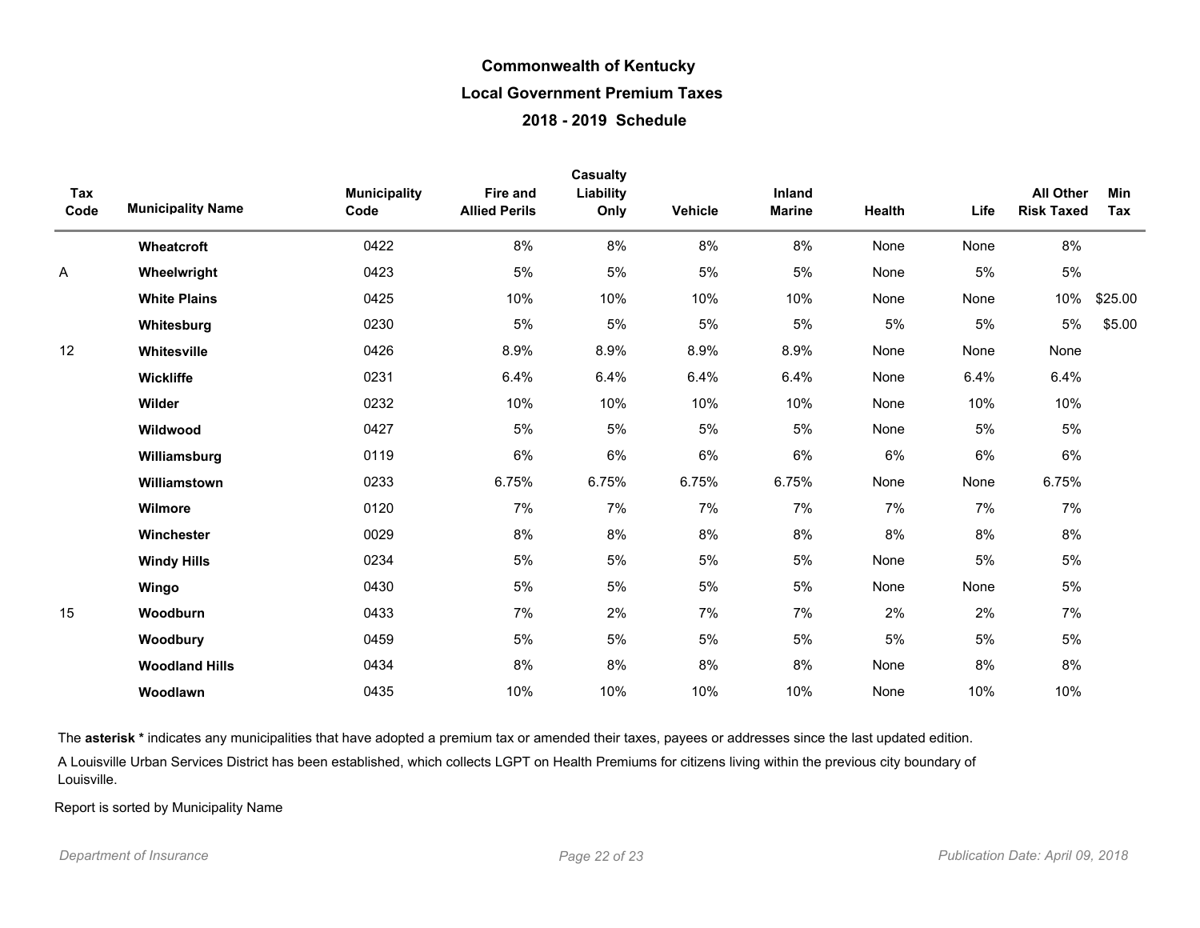# Commonwealth of Kentucky

## Local Government Premium Taxes

### 2018 - 2019 Schedule

| Tax Code | Municipality Name | Municipality Code | Fire and Allied Perils | Casualty Liability Only | Vehicle | Inland Marine | Health | Life | All Other Risk Taxed | Min Tax |
|---|---|---|---|---|---|---|---|---|---|---|
| | **Wheatcroft** | 0422 | 8% | 8% | 8% | 8% | None | None | 8% | |
| A | **Wheelwright** | 0423 | 5% | 5% | 5% | 5% | None | 5% | 5% | |
| | **White Plains** | 0425 | 10% | 10% | 10% | 10% | None | None | 10% | $25.00 |
| | **Whitesburg** | 0230 | 5% | 5% | 5% | 5% | 5% | 5% | 5% | $5.00 |
| 12 | **Whitesville** | 0426 | 8.9% | 8.9% | 8.9% | 8.9% | None | None | None | |
| | **Wickliffe** | 0231 | 6.4% | 6.4% | 6.4% | 6.4% | None | 6.4% | 6.4% | |
| | **Wilder** | 0232 | 10% | 10% | 10% | 10% | None | 10% | 10% | |
| | **Wildwood** | 0427 | 5% | 5% | 5% | 5% | None | 5% | 5% | |
| | **Williamsburg** | 0119 | 6% | 6% | 6% | 6% | 6% | 6% | 6% | |
| | **Williamstown** | 0233 | 6.75% | 6.75% | 6.75% | 6.75% | None | None | 6.75% | |
| | **Wilmore** | 0120 | 7% | 7% | 7% | 7% | 7% | 7% | 7% | |
| | **Winchester** | 0029 | 8% | 8% | 8% | 8% | 8% | 8% | 8% | |
| | **Windy Hills** | 0234 | 5% | 5% | 5% | 5% | None | 5% | 5% | |
| | **Wingo** | 0430 | 5% | 5% | 5% | 5% | None | None | 5% | |
| 15 | **Woodburn** | 0433 | 7% | 2% | 7% | 7% | 2% | 2% | 7% | |
| | **Woodbury** | 0459 | 5% | 5% | 5% | 5% | 5% | 5% | 5% | |
| | **Woodland Hills** | 0434 | 8% | 8% | 8% | 8% | None | 8% | 8% | |
| | **Woodlawn** | 0435 | 10% | 10% | 10% | 10% | None | 10% | 10% | |

The **asterisk *** indicates any municipalities that have adopted a premium tax or amended their taxes, payees or addresses since the last updated edition.

A Louisville Urban Services District has been established, which collects LGPT on Health Premiums for citizens living within the previous city boundary of Louisville.

Report is sorted by Municipality Name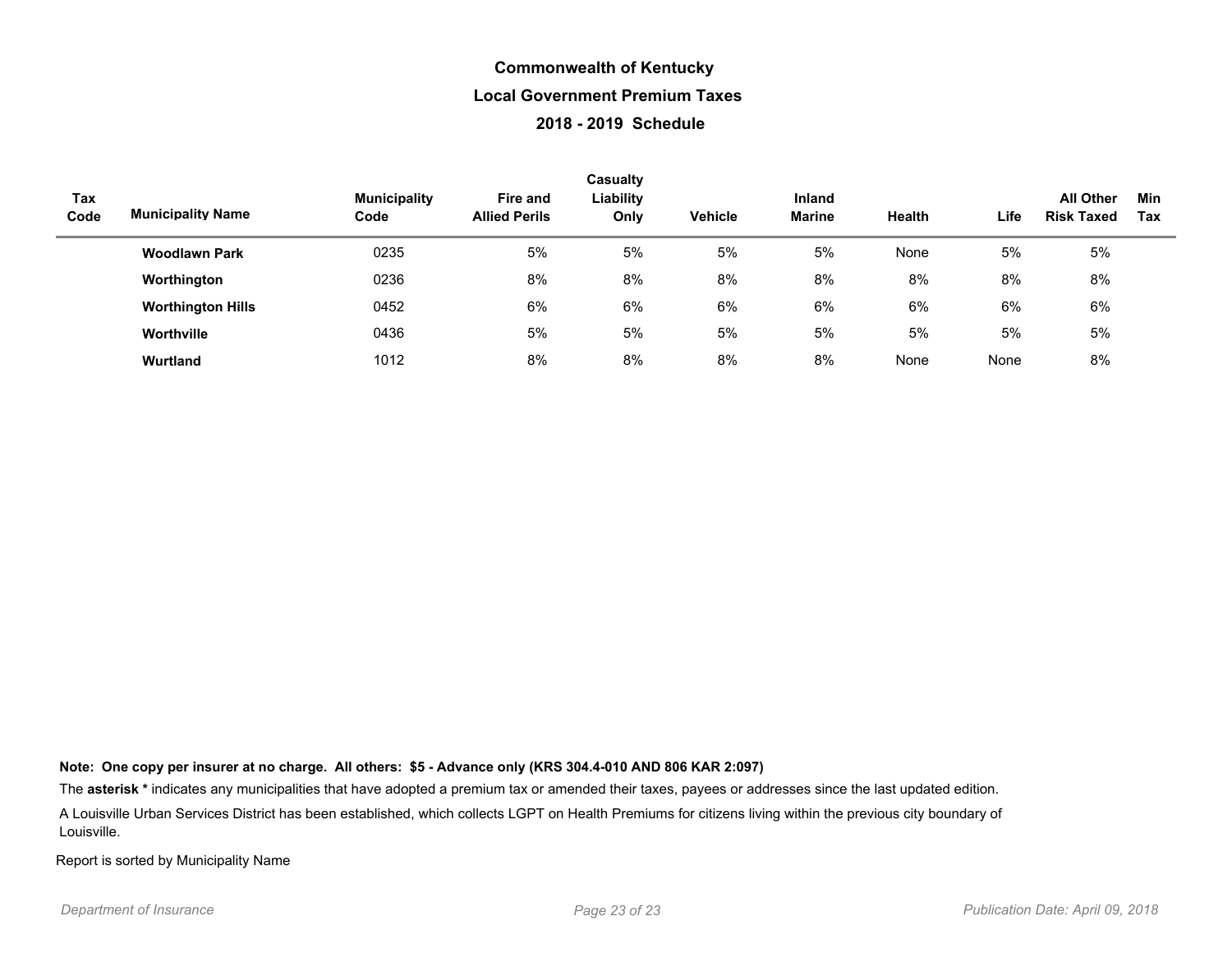# Commonwealth of Kentucky

## Local Government Premium Taxes

## 2018 - 2019 Schedule

| Tax Code | Municipality Name | Municipality Code | Fire and Allied Perils | Casualty Liability Only | Vehicle | Inland Marine | Health | Life | All Other Risk Taxed | Min Tax |
|---|---|---|---|---|---|---|---|---|---|---|
| | **Woodlawn Park** | 0235 | 5% | 5% | 5% | 5% | None | 5% | 5% | |
| | **Worthington** | 0236 | 8% | 8% | 8% | 8% | 8% | 8% | 8% | |
| | **Worthington Hills** | 0452 | 6% | 6% | 6% | 6% | 6% | 6% | 6% | |
| | **Worthville** | 0436 | 5% | 5% | 5% | 5% | 5% | 5% | 5% | |
| | **Wurtland** | 1012 | 8% | 8% | 8% | 8% | None | None | 8% | |

**Note: One copy per insurer at no charge. All others: $5 - Advance only (KRS 304.4-010 AND 806 KAR 2:097)**

The **asterisk *** indicates any municipalities that have adopted a premium tax or amended their taxes, payees or addresses since the last updated edition.

A Louisville Urban Services District has been established, which collects LGPT on Health Premiums for citizens living within the previous city boundary of Louisville.

Report is sorted by Municipality Name